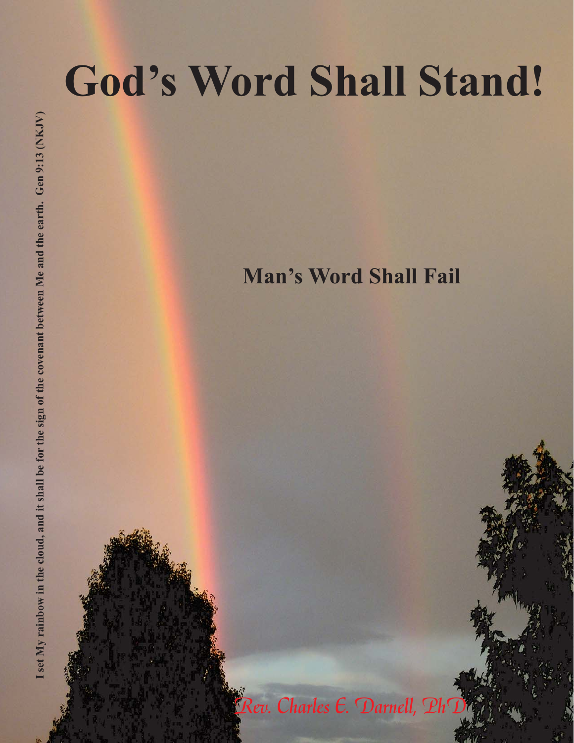# God's Word Shall Stand!

## Man's Word Shall Fail

*Rev. Charles E. Darnell, PhD*

**I set My rainbow in the cloud, and it shall be for the sign of the covenant between Me and the earth. Gen 9:13 (NKJV)**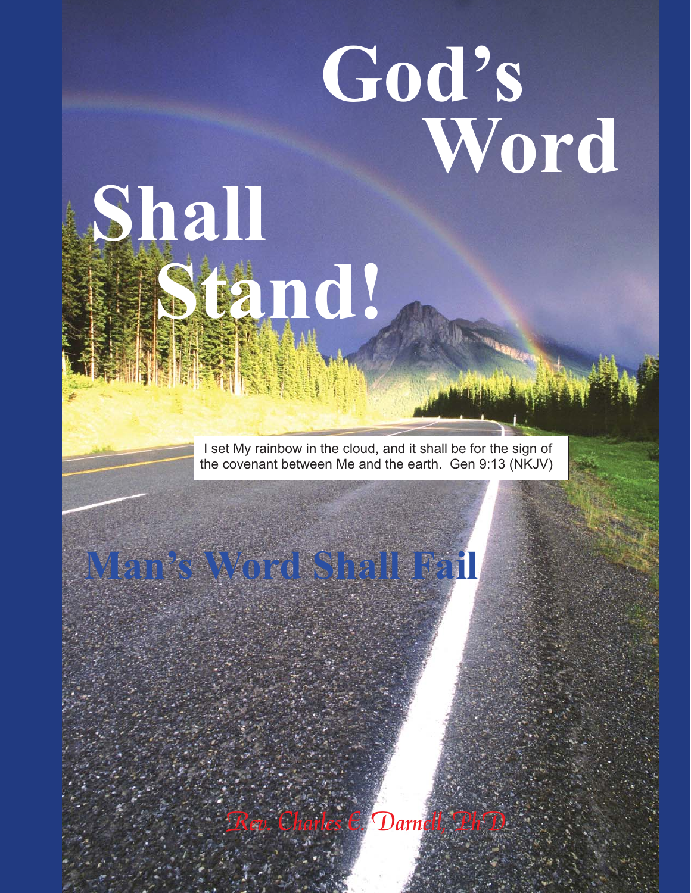# God's Word Shall Stand!

I set My rainbow in the cloud, and it shall be for the sign of the covenant between Me and the earth. Gen 9:13 (NKJV)

## Man's Word Shall Fail

*Rev. Charles E. Darnell, PhD*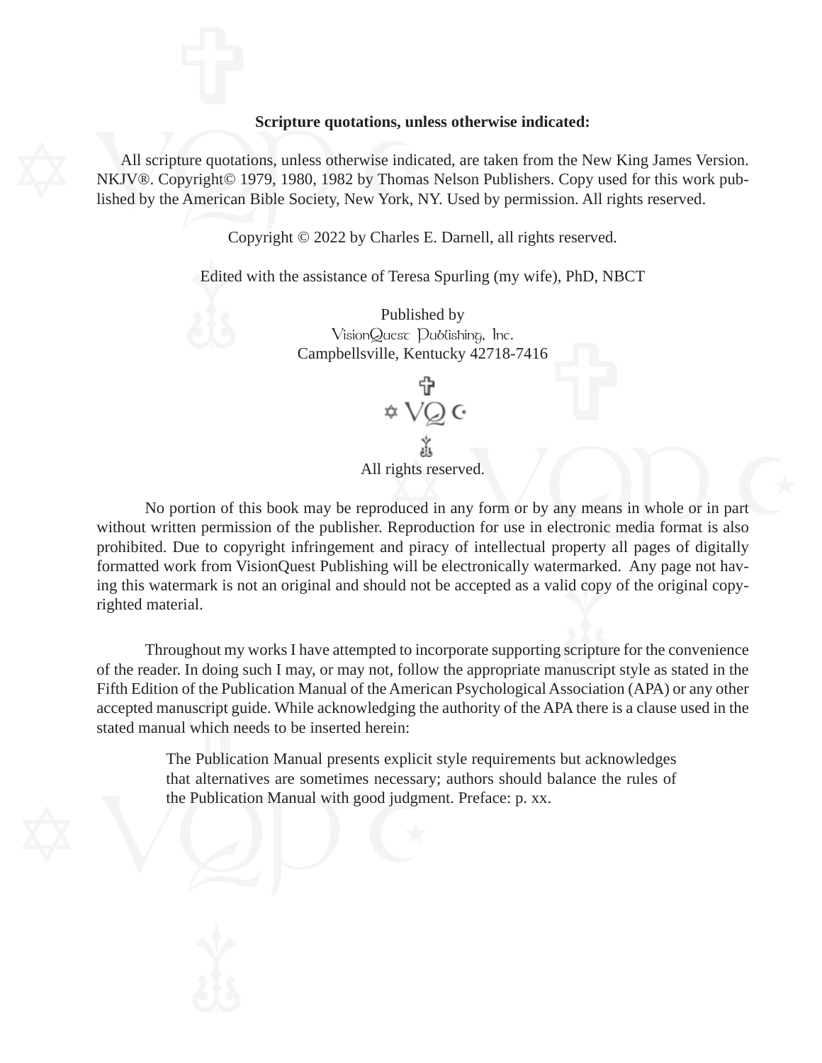**Scripture quotations, unless otherwise indicated:**

All scripture quotations, unless otherwise indicated, are taken from the New King James Version. NKJV®. Copyright© 1979, 1980, 1982 by Thomas Nelson Publishers. Copy used for this work published by the American Bible Society, New York, NY. Used by permission. All rights reserved.

Copyright © 2022 by Charles E. Darnell, all rights reserved.

Edited with the assistance of Teresa Spurling (my wife), PhD, NBCT

Published by
VisionQuest Publishing, Inc.
Campbellsville, Kentucky 42718-7416

VQ

All rights reserved.

No portion of this book may be reproduced in any form or by any means in whole or in part without written permission of the publisher. Reproduction for use in electronic media format is also prohibited. Due to copyright infringement and piracy of intellectual property all pages of digitally formatted work from VisionQuest Publishing will be electronically watermarked. Any page not having this watermark is not an original and should not be accepted as a valid copy of the original copyrighted material.

Throughout my works I have attempted to incorporate supporting scripture for the convenience of the reader. In doing such I may, or may not, follow the appropriate manuscript style as stated in the Fifth Edition of the Publication Manual of the American Psychological Association (APA) or any other accepted manuscript guide. While acknowledging the authority of the APA there is a clause used in the stated manual which needs to be inserted herein:

> The Publication Manual presents explicit style requirements but acknowledges that alternatives are sometimes necessary; authors should balance the rules of the Publication Manual with good judgment. Preface: p. xx.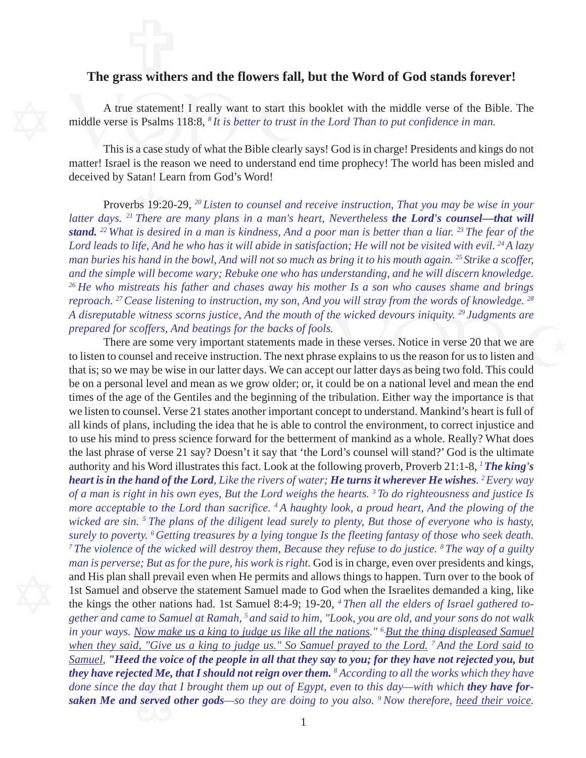# The grass withers and the flowers fall, but the Word of God stands forever!

A true statement! I really want to start this booklet with the middle verse of the Bible. The middle verse is Psalms 118:8, [8] *It is better to trust in the Lord Than to put confidence in man.*

This is a case study of what the Bible clearly says! God is in charge! Presidents and kings do not matter! Israel is the reason we need to understand end time prophecy! The world has been misled and deceived by Satan! Learn from God's Word!

Proverbs 19:20-29, [20] *Listen to counsel and receive instruction, That you may be wise in your latter days.* [21] *There are many plans in a man's heart, Nevertheless* ***the Lord's counsel—that will stand.*** [22] *What is desired in a man is kindness, And a poor man is better than a liar.* [23] *The fear of the Lord leads to life, And he who has it will abide in satisfaction; He will not be visited with evil.* [24] *A lazy man buries his hand in the bowl, And will not so much as bring it to his mouth again.* [25] *Strike a scoffer, and the simple will become wary; Rebuke one who has understanding, and he will discern knowledge.* [26] *He who mistreats his father and chases away his mother Is a son who causes shame and brings reproach.* [27] *Cease listening to instruction, my son, And you will stray from the words of knowledge.* [28] *A disreputable witness scorns justice, And the mouth of the wicked devours iniquity.* [29] *Judgments are prepared for scoffers, And beatings for the backs of fools.*

There are some very important statements made in these verses. Notice in verse 20 that we are to listen to counsel and receive instruction. The next phrase explains to us the reason for us to listen and that is; so we may be wise in our latter days. We can accept our latter days as being two fold. This could be on a personal level and mean as we grow older; or, it could be on a national level and mean the end times of the age of the Gentiles and the beginning of the tribulation. Either way the importance is that we listen to counsel. Verse 21 states another important concept to understand. Mankind's heart is full of all kinds of plans, including the idea that he is able to control the environment, to correct injustice and to use his mind to press science forward for the betterment of mankind as a whole. Really? What does the last phrase of verse 21 say? Doesn't it say that 'the Lord's counsel will stand?' God is the ultimate authority and his Word illustrates this fact. Look at the following proverb, Proverb 21:1-8, [1] ***The king's heart is in the hand of the Lord****, Like the rivers of water;* ***He turns it wherever He wishes****.* [2] *Every way of a man is right in his own eyes, But the Lord weighs the hearts.* [3] *To do righteousness and justice Is more acceptable to the Lord than sacrifice.* [4] *A haughty look, a proud heart, And the plowing of the wicked are sin.* [5] *The plans of the diligent lead surely to plenty, But those of everyone who is hasty, surely to poverty.* [6] *Getting treasures by a lying tongue Is the fleeting fantasy of those who seek death.* [7] *The violence of the wicked will destroy them, Because they refuse to do justice.* [8] *The way of a guilty man is perverse; But as for the pure, his work is right.* God is in charge, even over presidents and kings, and His plan shall prevail even when He permits and allows things to happen. Turn over to the book of 1st Samuel and observe the statement Samuel made to God when the Israelites demanded a king, like the kings the other nations had. 1st Samuel 8:4-9; 19-20, [4] *Then all the elders of Israel gathered together and came to Samuel at Ramah,* [5] *and said to him, "Look, you are old, and your sons do not walk in your ways. <u>Now make us a king to judge us like all the nations</u>."* [6] *<u>But the thing displeased Samuel when they said, "Give us a king to judge us." So Samuel prayed to the Lord.</u>* [7] *And <u>the Lord said to Samuel</u>,* ***"Heed the voice of the people in all that they say to you; for they have not rejected you, but they have rejected Me, that I should not reign over them.*** [8] *According to all the works which they have done since the day that I brought them up out of Egypt, even to this day—with which* ***they have forsaken Me and served other gods****—so they are doing to you also.* [9] *Now therefore, <u>heed their voice</u>.*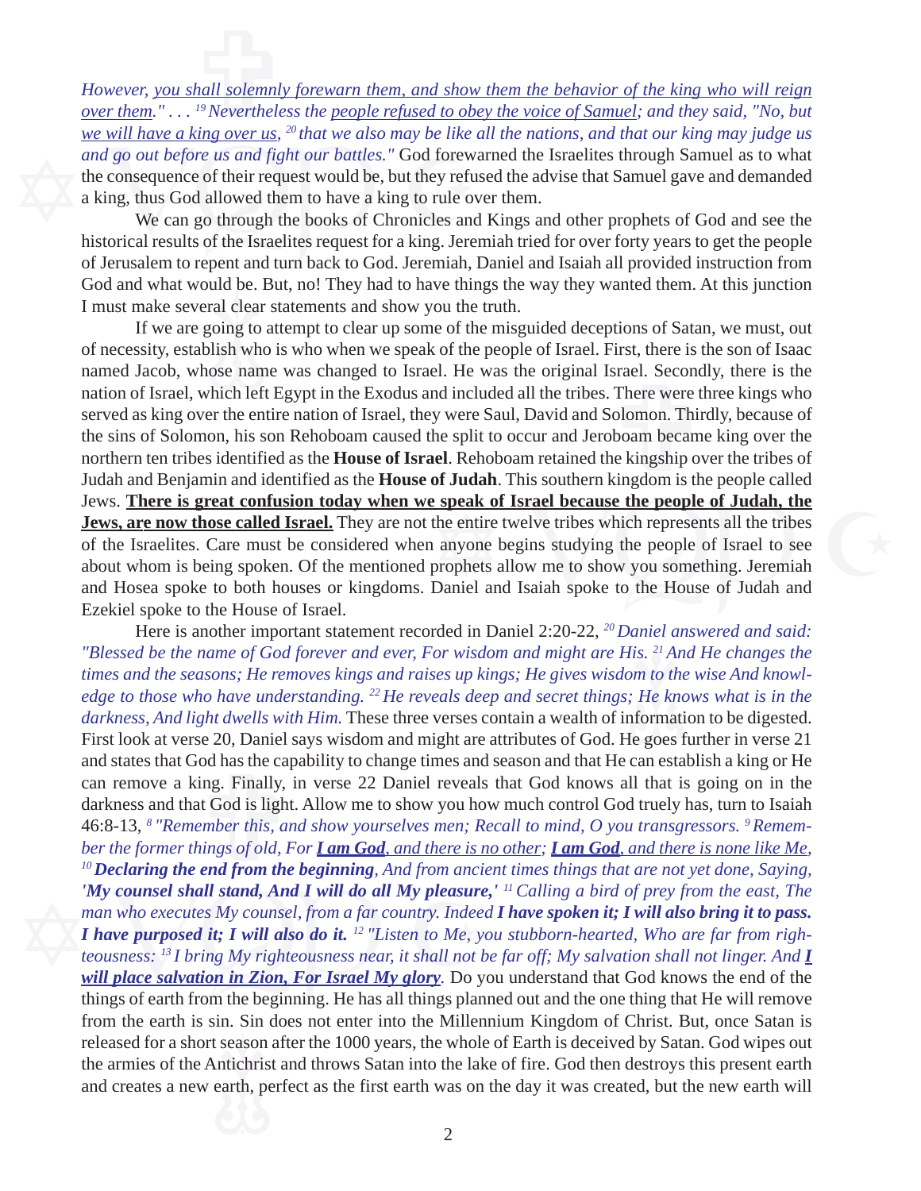*However, <u>you shall solemnly forewarn them, and show them the behavior of the king who will reign over them</u>." . . . [19] Nevertheless the <u>people refused to obey the voice of Samuel</u>; and they said, "No, but <u>we will have a king over us</u>, [20] that we also may be like all the nations, and that our king may judge us and go out before us and fight our battles."* God forewarned the Israelites through Samuel as to what the consequence of their request would be, but they refused the advise that Samuel gave and demanded a king, thus God allowed them to have a king to rule over them.

We can go through the books of Chronicles and Kings and other prophets of God and see the historical results of the Israelites request for a king. Jeremiah tried for over forty years to get the people of Jerusalem to repent and turn back to God. Jeremiah, Daniel and Isaiah all provided instruction from God and what would be. But, no! They had to have things the way they wanted them. At this junction I must make several clear statements and show you the truth.

If we are going to attempt to clear up some of the misguided deceptions of Satan, we must, out of necessity, establish who is who when we speak of the people of Israel. First, there is the son of Isaac named Jacob, whose name was changed to Israel. He was the original Israel. Secondly, there is the nation of Israel, which left Egypt in the Exodus and included all the tribes. There were three kings who served as king over the entire nation of Israel, they were Saul, David and Solomon. Thirdly, because of the sins of Solomon, his son Rehoboam caused the split to occur and Jeroboam became king over the northern ten tribes identified as the **House of Israel**. Rehoboam retained the kingship over the tribes of Judah and Benjamin and identified as the **House of Judah**. This southern kingdom is the people called Jews. **<u>There is great confusion today when we speak of Israel because the people of Judah, the Jews, are now those called Israel.</u>** They are not the entire twelve tribes which represents all the tribes of the Israelites. Care must be considered when anyone begins studying the people of Israel to see about whom is being spoken. Of the mentioned prophets allow me to show you something. Jeremiah and Hosea spoke to both houses or kingdoms. Daniel and Isaiah spoke to the House of Judah and Ezekiel spoke to the House of Israel.

Here is another important statement recorded in Daniel 2:20-22, *[20] Daniel answered and said: "Blessed be the name of God forever and ever, For wisdom and might are His. [21] And He changes the times and the seasons; He removes kings and raises up kings; He gives wisdom to the wise And knowledge to those who have understanding. [22] He reveals deep and secret things; He knows what is in the darkness, And light dwells with Him.* These three verses contain a wealth of information to be digested. First look at verse 20, Daniel says wisdom and might are attributes of God. He goes further in verse 21 and states that God has the capability to change times and season and that He can establish a king or He can remove a king. Finally, in verse 22 Daniel reveals that God knows all that is going on in the darkness and that God is light. Allow me to show you how much control God truely has, turn to Isaiah 46:8-13, *[8] "Remember this, and show yourselves men; Recall to mind, O you transgressors. [9] Remember the former things of old, For **<u>I am God</u>**<u>, and there is no other</u>; **<u>I am God</u>**<u>, and there is none like Me</u>, [10] **Declaring the end from the beginning**, And from ancient times things that are not yet done, Saying, **'My counsel shall stand, And I will do all My pleasure,'** [11] Calling a bird of prey from the east, The man who executes My counsel, from a far country. Indeed **I have spoken it; I will also bring it to pass. I have purposed it; I will also do it.** [12] "Listen to Me, you stubborn-hearted, Who are far from righteousness: [13] I bring My righteousness near, it shall not be far off; My salvation shall not linger. And <u>**I will place salvation in Zion, For Israel My glory**</u>.* Do you understand that God knows the end of the things of earth from the beginning. He has all things planned out and the one thing that He will remove from the earth is sin. Sin does not enter into the Millennium Kingdom of Christ. But, once Satan is released for a short season after the 1000 years, the whole of Earth is deceived by Satan. God wipes out the armies of the Antichrist and throws Satan into the lake of fire. God then destroys this present earth and creates a new earth, perfect as the first earth was on the day it was created, but the new earth will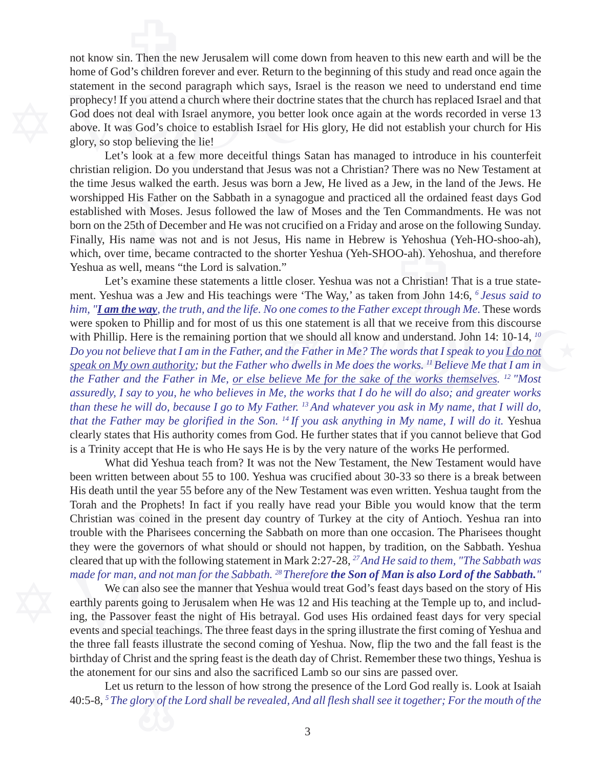not know sin. Then the new Jerusalem will come down from heaven to this new earth and will be the home of God's children forever and ever. Return to the beginning of this study and read once again the statement in the second paragraph which says, Israel is the reason we need to understand end time prophecy! If you attend a church where their doctrine states that the church has replaced Israel and that God does not deal with Israel anymore, you better look once again at the words recorded in verse 13 above. It was God's choice to establish Israel for His glory, He did not establish your church for His glory, so stop believing the lie!

Let's look at a few more deceitful things Satan has managed to introduce in his counterfeit christian religion. Do you understand that Jesus was not a Christian? There was no New Testament at the time Jesus walked the earth. Jesus was born a Jew, He lived as a Jew, in the land of the Jews. He worshipped His Father on the Sabbath in a synagogue and practiced all the ordained feast days God established with Moses. Jesus followed the law of Moses and the Ten Commandments. He was not born on the 25th of December and He was not crucified on a Friday and arose on the following Sunday. Finally, His name was not and is not Jesus, His name in Hebrew is Yehoshua (Yeh-HO-shoo-ah), which, over time, became contracted to the shorter Yeshua (Yeh-SHOO-ah). Yehoshua, and therefore Yeshua as well, means "the Lord is salvation."

Let's examine these statements a little closer. Yeshua was not a Christian! That is a true statement. Yeshua was a Jew and His teachings were 'The Way,' as taken from John 14:6, [6] *Jesus said to him, "**<u>I am the way</u>**, the truth, and the life. No one comes to the Father except through Me.* These words were spoken to Phillip and for most of us this one statement is all that we receive from this discourse with Phillip. Here is the remaining portion that we should all know and understand. John 14: 10-14, [10] *Do you not believe that I am in the Father, and the Father in Me? The words that I speak to you <u>I do not speak on My own authority</u>; but the Father who dwells in Me does the works.* [11] *Believe Me that I am in the Father and the Father in Me, <u>or else believe Me for the sake of the works themselves</u>.* [12] *"Most assuredly, I say to you, he who believes in Me, the works that I do he will do also; and greater works than these he will do, because I go to My Father.* [13] *And whatever you ask in My name, that I will do, that the Father may be glorified in the Son.* [14] *If you ask anything in My name, I will do it.* Yeshua clearly states that His authority comes from God. He further states that if you cannot believe that God is a Trinity accept that He is who He says He is by the very nature of the works He performed.

What did Yeshua teach from? It was not the New Testament, the New Testament would have been written between about 55 to 100. Yeshua was crucified about 30-33 so there is a break between His death until the year 55 before any of the New Testament was even written. Yeshua taught from the Torah and the Prophets! In fact if you really have read your Bible you would know that the term Christian was coined in the present day country of Turkey at the city of Antioch. Yeshua ran into trouble with the Pharisees concerning the Sabbath on more than one occasion. The Pharisees thought they were the governors of what should or should not happen, by tradition, on the Sabbath. Yeshua cleared that up with the following statement in Mark 2:27-28, [27] *And He said to them, "The Sabbath was made for man, and not man for the Sabbath.* [28] *Therefore **the Son of Man is also Lord of the Sabbath."***

We can also see the manner that Yeshua would treat God's feast days based on the story of His earthly parents going to Jerusalem when He was 12 and His teaching at the Temple up to, and including, the Passover feast the night of His betrayal. God uses His ordained feast days for very special events and special teachings. The three feast days in the spring illustrate the first coming of Yeshua and the three fall feasts illustrate the second coming of Yeshua. Now, flip the two and the fall feast is the birthday of Christ and the spring feast is the death day of Christ. Remember these two things, Yeshua is the atonement for our sins and also the sacrificed Lamb so our sins are passed over.

Let us return to the lesson of how strong the presence of the Lord God really is. Look at Isaiah 40:5-8, [5] *The glory of the Lord shall be revealed, And all flesh shall see it together; For the mouth of the*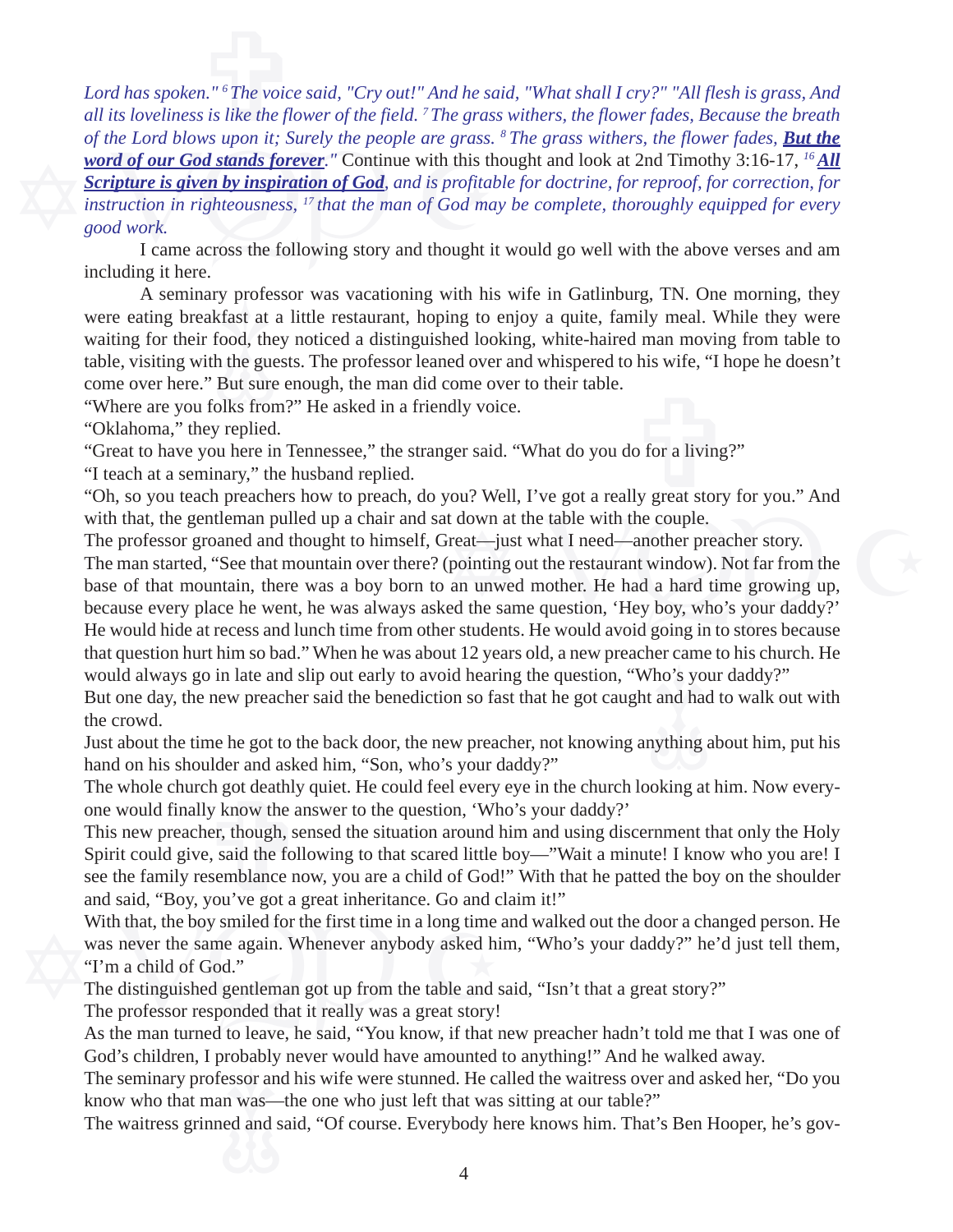*Lord has spoken." [6] The voice said, "Cry out!" And he said, "What shall I cry?" "All flesh is grass, And all its loveliness is like the flower of the field. [7] The grass withers, the flower fades, Because the breath of the Lord blows upon it; Surely the people are grass. [8] The grass withers, the flower fades,* ***But the word of our God stands forever****."* Continue with this thought and look at 2nd Timothy 3:16-17, *[16]* ***All Scripture is given by inspiration of God****, and is profitable for doctrine, for reproof, for correction, for instruction in righteousness, [17] that the man of God may be complete, thoroughly equipped for every good work.*

I came across the following story and thought it would go well with the above verses and am including it here.

A seminary professor was vacationing with his wife in Gatlinburg, TN. One morning, they were eating breakfast at a little restaurant, hoping to enjoy a quite, family meal. While they were waiting for their food, they noticed a distinguished looking, white-haired man moving from table to table, visiting with the guests. The professor leaned over and whispered to his wife, "I hope he doesn't come over here." But sure enough, the man did come over to their table.

"Where are you folks from?" He asked in a friendly voice.

"Oklahoma," they replied.

"Great to have you here in Tennessee," the stranger said. "What do you do for a living?"

"I teach at a seminary," the husband replied.

"Oh, so you teach preachers how to preach, do you? Well, I've got a really great story for you." And with that, the gentleman pulled up a chair and sat down at the table with the couple.

The professor groaned and thought to himself, Great—just what I need—another preacher story.

The man started, "See that mountain over there? (pointing out the restaurant window). Not far from the base of that mountain, there was a boy born to an unwed mother. He had a hard time growing up, because every place he went, he was always asked the same question, 'Hey boy, who's your daddy?' He would hide at recess and lunch time from other students. He would avoid going in to stores because that question hurt him so bad." When he was about 12 years old, a new preacher came to his church. He would always go in late and slip out early to avoid hearing the question, "Who's your daddy?"

But one day, the new preacher said the benediction so fast that he got caught and had to walk out with the crowd.

Just about the time he got to the back door, the new preacher, not knowing anything about him, put his hand on his shoulder and asked him, "Son, who's your daddy?"

The whole church got deathly quiet. He could feel every eye in the church looking at him. Now everyone would finally know the answer to the question, 'Who's your daddy?'

This new preacher, though, sensed the situation around him and using discernment that only the Holy Spirit could give, said the following to that scared little boy—"Wait a minute! I know who you are! I see the family resemblance now, you are a child of God!" With that he patted the boy on the shoulder and said, "Boy, you've got a great inheritance. Go and claim it!"

With that, the boy smiled for the first time in a long time and walked out the door a changed person. He was never the same again. Whenever anybody asked him, "Who's your daddy?" he'd just tell them, "I'm a child of God."

The distinguished gentleman got up from the table and said, "Isn't that a great story?"

The professor responded that it really was a great story!

As the man turned to leave, he said, "You know, if that new preacher hadn't told me that I was one of God's children, I probably never would have amounted to anything!" And he walked away.

The seminary professor and his wife were stunned. He called the waitress over and asked her, "Do you know who that man was—the one who just left that was sitting at our table?"

The waitress grinned and said, "Of course. Everybody here knows him. That's Ben Hooper, he's gov-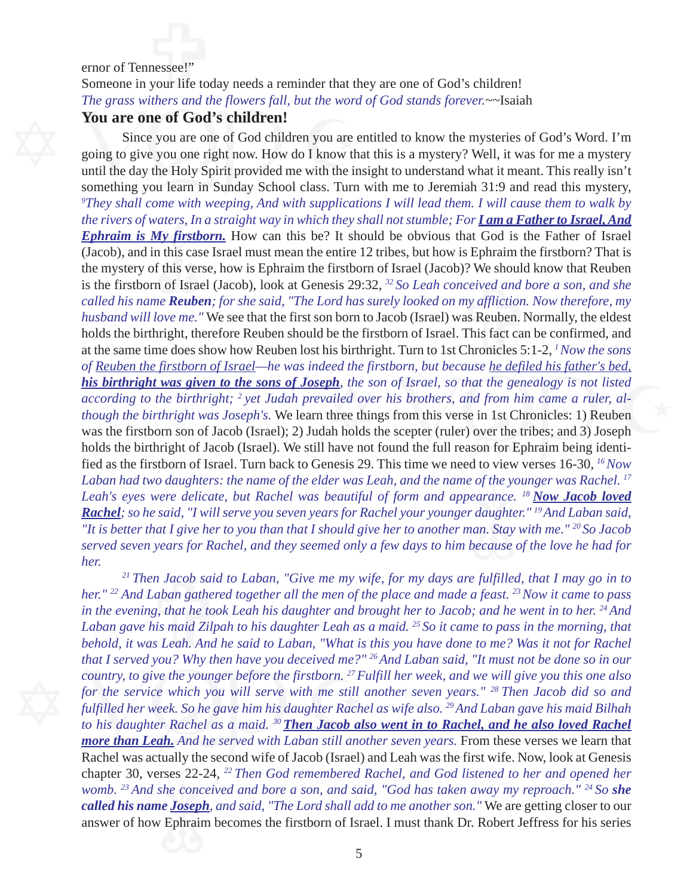ernor of Tennessee!"

Someone in your life today needs a reminder that they are one of God's children!

*The grass withers and the flowers fall, but the word of God stands forever.*~~Isaiah

## You are one of God's children!

Since you are one of God children you are entitled to know the mysteries of God's Word. I'm going to give you one right now. How do I know that this is a mystery? Well, it was for me a mystery until the day the Holy Spirit provided me with the insight to understand what it meant. This really isn't something you learn in Sunday School class. Turn with me to Jeremiah 31:9 and read this mystery, [9]*They shall come with weeping, And with supplications I will lead them. I will cause them to walk by the rivers of waters, In a straight way in which they shall not stumble; For* ***<u>I am a Father to Israel, And Ephraim is My firstborn.</u>*** How can this be? It should be obvious that God is the Father of Israel (Jacob), and in this case Israel must mean the entire 12 tribes, but how is Ephraim the firstborn? That is the mystery of this verse, how is Ephraim the firstborn of Israel (Jacob)? We should know that Reuben is the firstborn of Israel (Jacob), look at Genesis 29:32, [32] *So Leah conceived and bore a son, and she called his name* ***Reuben****; for she said, "The Lord has surely looked on my affliction. Now therefore, my husband will love me."* We see that the first son born to Jacob (Israel) was Reuben. Normally, the eldest holds the birthright, therefore Reuben should be the firstborn of Israel. This fact can be confirmed, and at the same time does show how Reuben lost his birthright. Turn to 1st Chronicles 5:1-2, [1] *Now the sons of <u>Reuben the firstborn of Israel</u>—he was indeed the firstborn, but because <u>he defiled his father's bed,</u>* ***<u>his birthright was given to the sons of Joseph</u>****, the son of Israel, so that the genealogy is not listed according to the birthright;* [2] *yet Judah prevailed over his brothers, and from him came a ruler, although the birthright was Joseph's.* We learn three things from this verse in 1st Chronicles: 1) Reuben was the firstborn son of Jacob (Israel); 2) Judah holds the scepter (ruler) over the tribes; and 3) Joseph holds the birthright of Jacob (Israel). We still have not found the full reason for Ephraim being identified as the firstborn of Israel. Turn back to Genesis 29. This time we need to view verses 16-30, [16] *Now Laban had two daughters: the name of the elder was Leah, and the name of the younger was Rachel.* [17] *Leah's eyes were delicate, but Rachel was beautiful of form and appearance.* [18] ***<u>Now Jacob loved Rachel</u>****; so he said, "I will serve you seven years for Rachel your younger daughter."* [19] *And Laban said, "It is better that I give her to you than that I should give her to another man. Stay with me."* [20] *So Jacob served seven years for Rachel, and they seemed only a few days to him because of the love he had for her.*

[21] *Then Jacob said to Laban, "Give me my wife, for my days are fulfilled, that I may go in to her."* [22] *And Laban gathered together all the men of the place and made a feast.* [23] *Now it came to pass in the evening, that he took Leah his daughter and brought her to Jacob; and he went in to her.* [24] *And Laban gave his maid Zilpah to his daughter Leah as a maid.* [25] *So it came to pass in the morning, that behold, it was Leah. And he said to Laban, "What is this you have done to me? Was it not for Rachel that I served you? Why then have you deceived me?"* [26] *And Laban said, "It must not be done so in our country, to give the younger before the firstborn.* [27] *Fulfill her week, and we will give you this one also for the service which you will serve with me still another seven years."* [28] *Then Jacob did so and fulfilled her week. So he gave him his daughter Rachel as wife also.* [29] *And Laban gave his maid Bilhah to his daughter Rachel as a maid.* [30] ***<u>Then Jacob also went in to Rachel, and he also loved Rachel more than Leah.</u>*** *And he served with Laban still another seven years.* From these verses we learn that Rachel was actually the second wife of Jacob (Israel) and Leah was the first wife. Now, look at Genesis chapter 30, verses 22-24, [22] *Then God remembered Rachel, and God listened to her and opened her womb.* [23] *And she conceived and bore a son, and said, "God has taken away my reproach."* [24] *So* ***she called his name <u>Joseph</u>****, and said, "The Lord shall add to me another son."* We are getting closer to our answer of how Ephraim becomes the firstborn of Israel. I must thank Dr. Robert Jeffress for his series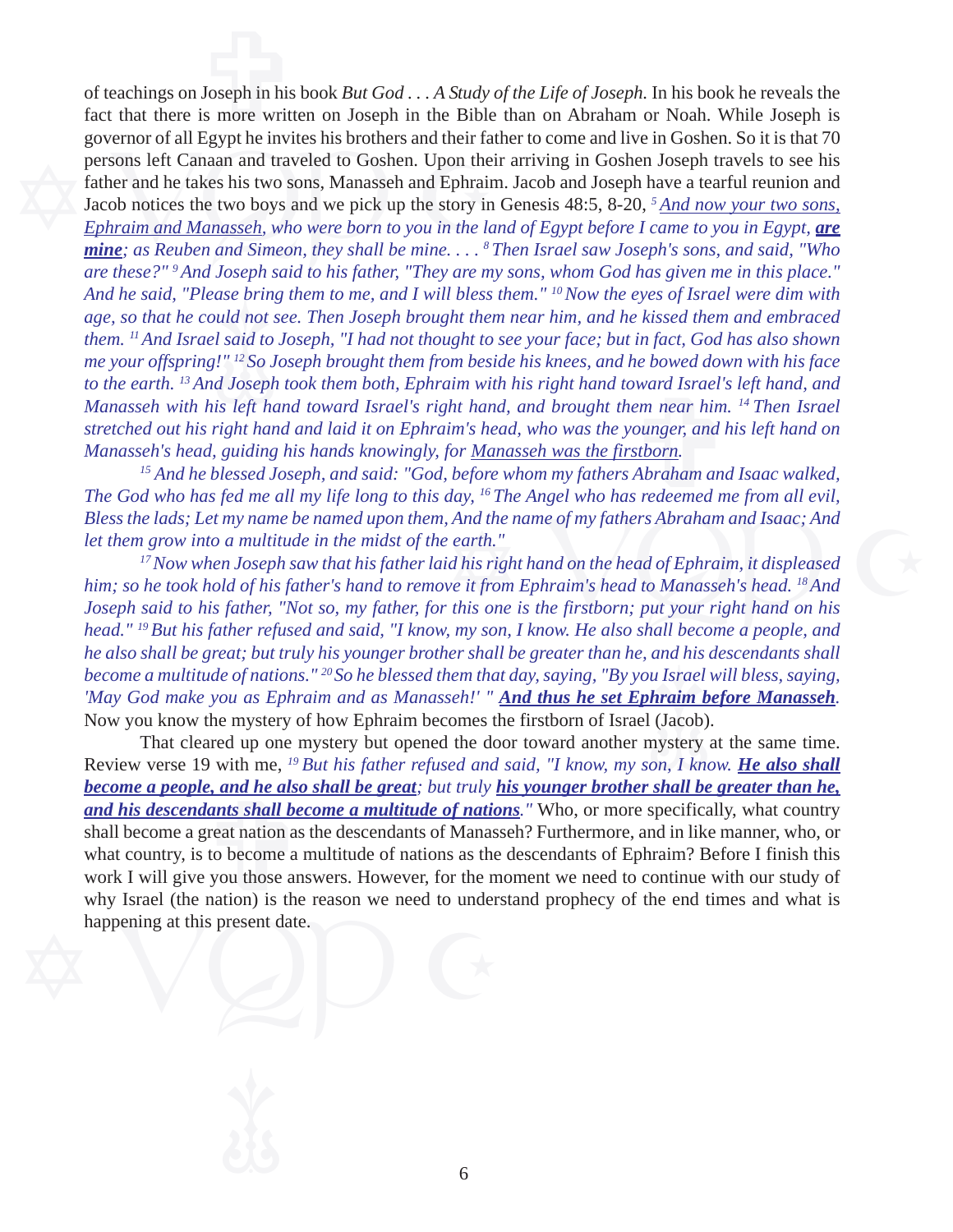of teachings on Joseph in his book *But God . . . A Study of the Life of Joseph.* In his book he reveals the fact that there is more written on Joseph in the Bible than on Abraham or Noah. While Joseph is governor of all Egypt he invites his brothers and their father to come and live in Goshen. So it is that 70 persons left Canaan and traveled to Goshen. Upon their arriving in Goshen Joseph travels to see his father and he takes his two sons, Manasseh and Ephraim. Jacob and Joseph have a tearful reunion and Jacob notices the two boys and we pick up the story in Genesis 48:5, 8-20, *[5] And now your two sons, Ephraim and Manasseh, who were born to you in the land of Egypt before I came to you in Egypt,* ***are mine****; as Reuben and Simeon, they shall be mine. . . . [8] Then Israel saw Joseph's sons, and said, "Who are these?" [9] And Joseph said to his father, "They are my sons, whom God has given me in this place." And he said, "Please bring them to me, and I will bless them." [10] Now the eyes of Israel were dim with age, so that he could not see. Then Joseph brought them near him, and he kissed them and embraced them. [11] And Israel said to Joseph, "I had not thought to see your face; but in fact, God has also shown me your offspring!" [12] So Joseph brought them from beside his knees, and he bowed down with his face to the earth. [13] And Joseph took them both, Ephraim with his right hand toward Israel's left hand, and Manasseh with his left hand toward Israel's right hand, and brought them near him. [14] Then Israel stretched out his right hand and laid it on Ephraim's head, who was the younger, and his left hand on Manasseh's head, guiding his hands knowingly, for Manasseh was the firstborn.*

*[15] And he blessed Joseph, and said: "God, before whom my fathers Abraham and Isaac walked, The God who has fed me all my life long to this day, [16] The Angel who has redeemed me from all evil, Bless the lads; Let my name be named upon them, And the name of my fathers Abraham and Isaac; And let them grow into a multitude in the midst of the earth."*

*[17] Now when Joseph saw that his father laid his right hand on the head of Ephraim, it displeased him; so he took hold of his father's hand to remove it from Ephraim's head to Manasseh's head. [18] And Joseph said to his father, "Not so, my father, for this one is the firstborn; put your right hand on his head." [19] But his father refused and said, "I know, my son, I know. He also shall become a people, and he also shall be great; but truly his younger brother shall be greater than he, and his descendants shall become a multitude of nations." [20] So he blessed them that day, saying, "By you Israel will bless, saying, 'May God make you as Ephraim and as Manasseh!' "* ***And thus he set Ephraim before Manasseh****.* Now you know the mystery of how Ephraim becomes the firstborn of Israel (Jacob).

That cleared up one mystery but opened the door toward another mystery at the same time. Review verse 19 with me, *[19] But his father refused and said, "I know, my son, I know.* ***He also shall become a people, and he also shall be great****; but truly* ***his younger brother shall be greater than he, and his descendants shall become a multitude of nations****."* Who, or more specifically, what country shall become a great nation as the descendants of Manasseh? Furthermore, and in like manner, who, or what country, is to become a multitude of nations as the descendants of Ephraim? Before I finish this work I will give you those answers. However, for the moment we need to continue with our study of why Israel (the nation) is the reason we need to understand prophecy of the end times and what is happening at this present date.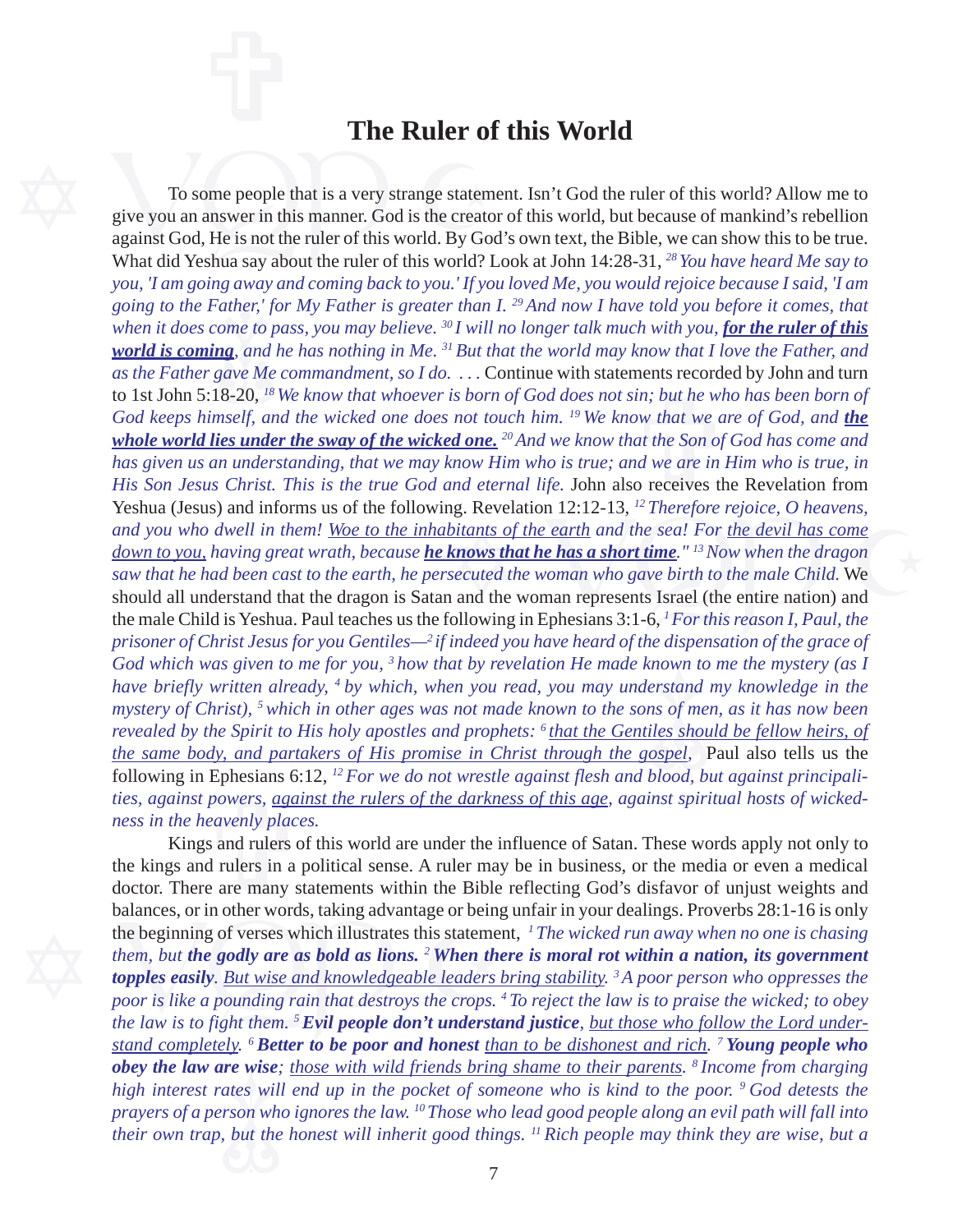# The Ruler of this World

To some people that is a very strange statement. Isn't God the ruler of this world? Allow me to give you an answer in this manner. God is the creator of this world, but because of mankind's rebellion against God, He is not the ruler of this world. By God's own text, the Bible, we can show this to be true. What did Yeshua say about the ruler of this world? Look at John 14:28-31, *[28] You have heard Me say to you, 'I am going away and coming back to you.' If you loved Me, you would rejoice because I said, 'I am going to the Father,' for My Father is greater than I. [29] And now I have told you before it comes, that when it does come to pass, you may believe. [30] I will no longer talk much with you, **<u>for the ruler of this world is coming</u>**, and he has nothing in Me. [31] But that the world may know that I love the Father, and as the Father gave Me commandment, so I do. . . .* Continue with statements recorded by John and turn to 1st John 5:18-20, *[18] We know that whoever is born of God does not sin; but he who has been born of God keeps himself, and the wicked one does not touch him. [19] We know that we are of God, and **<u>the whole world lies under the sway of the wicked one.</u>** [20] And we know that the Son of God has come and has given us an understanding, that we may know Him who is true; and we are in Him who is true, in His Son Jesus Christ. This is the true God and eternal life.* John also receives the Revelation from Yeshua (Jesus) and informs us of the following. Revelation 12:12-13, *[12] Therefore rejoice, O heavens, and you who dwell in them! <u>Woe to the inhabitants of the earth</u> and the sea! For <u>the devil has come down to you,</u> having great wrath, because **<u>he knows that he has a short time</u>**." [13] Now when the dragon saw that he had been cast to the earth, he persecuted the woman who gave birth to the male Child.* We should all understand that the dragon is Satan and the woman represents Israel (the entire nation) and the male Child is Yeshua. Paul teaches us the following in Ephesians 3:1-6, *[1] For this reason I, Paul, the prisoner of Christ Jesus for you Gentiles—[2] if indeed you have heard of the dispensation of the grace of God which was given to me for you, [3] how that by revelation He made known to me the mystery (as I have briefly written already, [4] by which, when you read, you may understand my knowledge in the mystery of Christ), [5] which in other ages was not made known to the sons of men, as it has now been revealed by the Spirit to His holy apostles and prophets: [6] <u>that the Gentiles should be fellow heirs, of the same body, and partakers of His promise in Christ through the gospel</u>,* Paul also tells us the following in Ephesians 6:12, *[12] For we do not wrestle against flesh and blood, but against principalities, against powers, <u>against the rulers of the darkness of this age</u>, against spiritual hosts of wickedness in the heavenly places.*

Kings and rulers of this world are under the influence of Satan. These words apply not only to the kings and rulers in a political sense. A ruler may be in business, or the media or even a medical doctor. There are many statements within the Bible reflecting God's disfavor of unjust weights and balances, or in other words, taking advantage or being unfair in your dealings. Proverbs 28:1-16 is only the beginning of verses which illustrates this statement, *[1] The wicked run away when no one is chasing them, but **the godly are as bold as lions.** [2] **When there is moral rot within a nation, its government topples easily**. <u>But wise and knowledgeable leaders bring stability</u>. [3] A poor person who oppresses the poor is like a pounding rain that destroys the crops. [4] To reject the law is to praise the wicked; to obey the law is to fight them. [5] **Evil people don't understand justice**, <u>but those who follow the Lord understand completely</u>. [6] **Better to be poor and honest** <u>than to be dishonest and rich</u>. [7] **Young people who obey the law are wise**; <u>those with wild friends bring shame to their parents</u>. [8] Income from charging high interest rates will end up in the pocket of someone who is kind to the poor. [9] God detests the prayers of a person who ignores the law. [10] Those who lead good people along an evil path will fall into their own trap, but the honest will inherit good things. [11] Rich people may think they are wise, but a*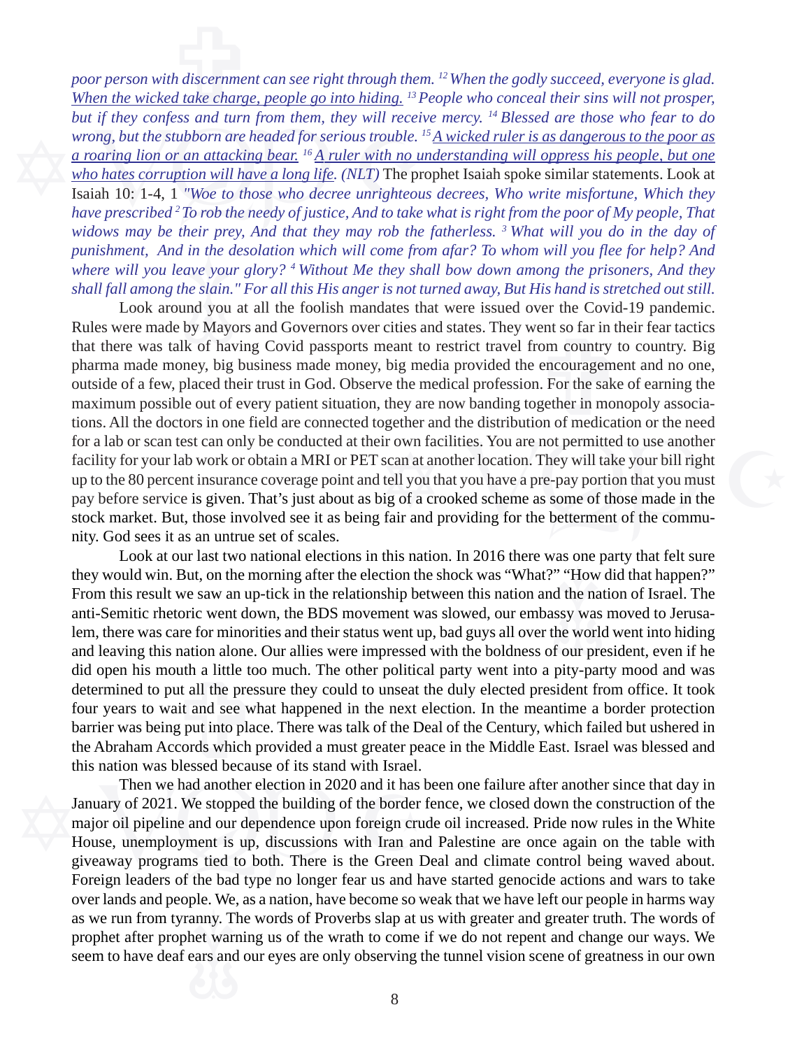*poor person with discernment can see right through them. [12] When the godly succeed, everyone is glad. When the wicked take charge, people go into hiding. [13] People who conceal their sins will not prosper, but if they confess and turn from them, they will receive mercy. [14] Blessed are those who fear to do wrong, but the stubborn are headed for serious trouble. [15] A wicked ruler is as dangerous to the poor as a roaring lion or an attacking bear. [16] A ruler with no understanding will oppress his people, but one who hates corruption will have a long life. (NLT)* The prophet Isaiah spoke similar statements. Look at Isaiah 10: 1-4, 1 *"Woe to those who decree unrighteous decrees, Who write misfortune, Which they have prescribed [2] To rob the needy of justice, And to take what is right from the poor of My people, That widows may be their prey, And that they may rob the fatherless. [3] What will you do in the day of punishment, And in the desolation which will come from afar? To whom will you flee for help? And where will you leave your glory? [4] Without Me they shall bow down among the prisoners, And they shall fall among the slain." For all this His anger is not turned away, But His hand is stretched out still.*

Look around you at all the foolish mandates that were issued over the Covid-19 pandemic. Rules were made by Mayors and Governors over cities and states. They went so far in their fear tactics that there was talk of having Covid passports meant to restrict travel from country to country. Big pharma made money, big business made money, big media provided the encouragement and no one, outside of a few, placed their trust in God. Observe the medical profession. For the sake of earning the maximum possible out of every patient situation, they are now banding together in monopoly associations. All the doctors in one field are connected together and the distribution of medication or the need for a lab or scan test can only be conducted at their own facilities. You are not permitted to use another facility for your lab work or obtain a MRI or PET scan at another location. They will take your bill right up to the 80 percent insurance coverage point and tell you that you have a pre-pay portion that you must pay before service is given. That's just about as big of a crooked scheme as some of those made in the stock market. But, those involved see it as being fair and providing for the betterment of the community. God sees it as an untrue set of scales.

Look at our last two national elections in this nation. In 2016 there was one party that felt sure they would win. But, on the morning after the election the shock was "What?" "How did that happen?" From this result we saw an up-tick in the relationship between this nation and the nation of Israel. The anti-Semitic rhetoric went down, the BDS movement was slowed, our embassy was moved to Jerusalem, there was care for minorities and their status went up, bad guys all over the world went into hiding and leaving this nation alone. Our allies were impressed with the boldness of our president, even if he did open his mouth a little too much. The other political party went into a pity-party mood and was determined to put all the pressure they could to unseat the duly elected president from office. It took four years to wait and see what happened in the next election. In the meantime a border protection barrier was being put into place. There was talk of the Deal of the Century, which failed but ushered in the Abraham Accords which provided a must greater peace in the Middle East. Israel was blessed and this nation was blessed because of its stand with Israel.

Then we had another election in 2020 and it has been one failure after another since that day in January of 2021. We stopped the building of the border fence, we closed down the construction of the major oil pipeline and our dependence upon foreign crude oil increased. Pride now rules in the White House, unemployment is up, discussions with Iran and Palestine are once again on the table with giveaway programs tied to both. There is the Green Deal and climate control being waved about. Foreign leaders of the bad type no longer fear us and have started genocide actions and wars to take over lands and people. We, as a nation, have become so weak that we have left our people in harms way as we run from tyranny. The words of Proverbs slap at us with greater and greater truth. The words of prophet after prophet warning us of the wrath to come if we do not repent and change our ways. We seem to have deaf ears and our eyes are only observing the tunnel vision scene of greatness in our own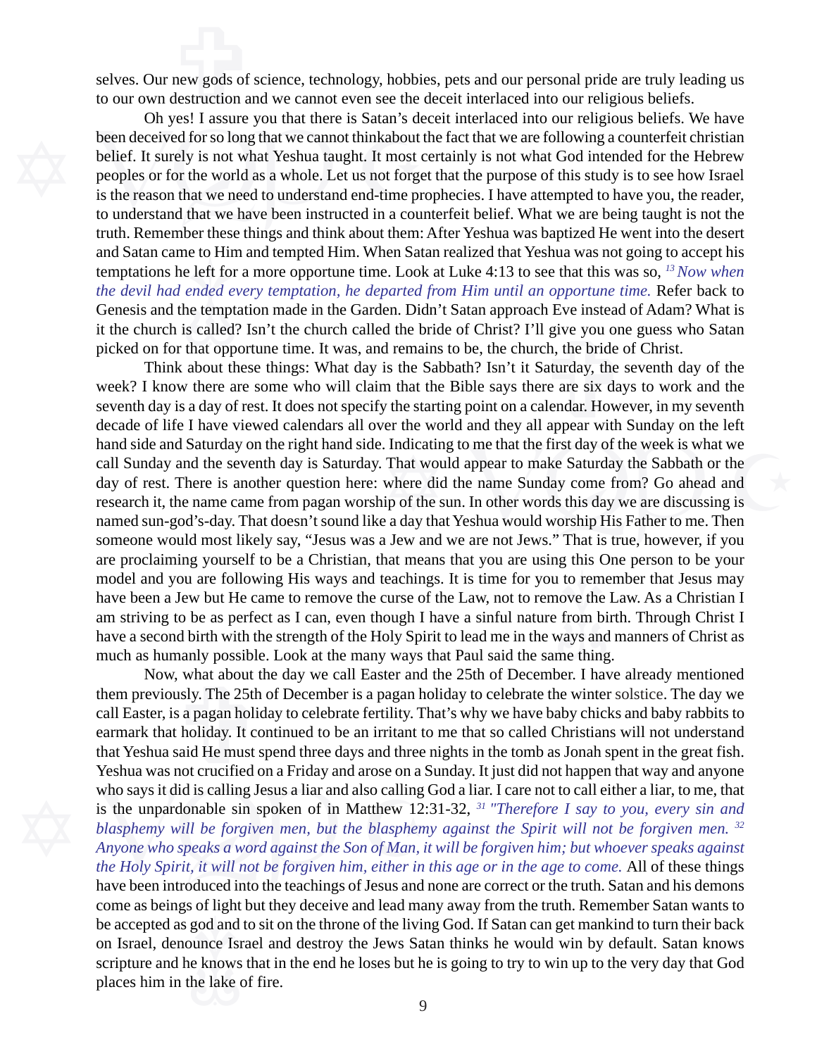selves. Our new gods of science, technology, hobbies, pets and our personal pride are truly leading us to our own destruction and we cannot even see the deceit interlaced into our religious beliefs.

Oh yes! I assure you that there is Satan's deceit interlaced into our religious beliefs. We have been deceived for so long that we cannot thinkabout the fact that we are following a counterfeit christian belief. It surely is not what Yeshua taught. It most certainly is not what God intended for the Hebrew peoples or for the world as a whole. Let us not forget that the purpose of this study is to see how Israel is the reason that we need to understand end-time prophecies. I have attempted to have you, the reader, to understand that we have been instructed in a counterfeit belief. What we are being taught is not the truth. Remember these things and think about them: After Yeshua was baptized He went into the desert and Satan came to Him and tempted Him. When Satan realized that Yeshua was not going to accept his temptations he left for a more opportune time. Look at Luke 4:13 to see that this was so, [13] *Now when the devil had ended every temptation, he departed from Him until an opportune time.* Refer back to Genesis and the temptation made in the Garden. Didn't Satan approach Eve instead of Adam? What is it the church is called? Isn't the church called the bride of Christ? I'll give you one guess who Satan picked on for that opportune time. It was, and remains to be, the church, the bride of Christ.

Think about these things: What day is the Sabbath? Isn't it Saturday, the seventh day of the week? I know there are some who will claim that the Bible says there are six days to work and the seventh day is a day of rest. It does not specify the starting point on a calendar. However, in my seventh decade of life I have viewed calendars all over the world and they all appear with Sunday on the left hand side and Saturday on the right hand side. Indicating to me that the first day of the week is what we call Sunday and the seventh day is Saturday. That would appear to make Saturday the Sabbath or the day of rest. There is another question here: where did the name Sunday come from? Go ahead and research it, the name came from pagan worship of the sun. In other words this day we are discussing is named sun-god's-day. That doesn't sound like a day that Yeshua would worship His Father to me. Then someone would most likely say, "Jesus was a Jew and we are not Jews." That is true, however, if you are proclaiming yourself to be a Christian, that means that you are using this One person to be your model and you are following His ways and teachings. It is time for you to remember that Jesus may have been a Jew but He came to remove the curse of the Law, not to remove the Law. As a Christian I am striving to be as perfect as I can, even though I have a sinful nature from birth. Through Christ I have a second birth with the strength of the Holy Spirit to lead me in the ways and manners of Christ as much as humanly possible. Look at the many ways that Paul said the same thing.

Now, what about the day we call Easter and the 25th of December. I have already mentioned them previously. The 25th of December is a pagan holiday to celebrate the winter solstice. The day we call Easter, is a pagan holiday to celebrate fertility. That's why we have baby chicks and baby rabbits to earmark that holiday. It continued to be an irritant to me that so called Christians will not understand that Yeshua said He must spend three days and three nights in the tomb as Jonah spent in the great fish. Yeshua was not crucified on a Friday and arose on a Sunday. It just did not happen that way and anyone who says it did is calling Jesus a liar and also calling God a liar. I care not to call either a liar, to me, that is the unpardonable sin spoken of in Matthew 12:31-32, [31] *"Therefore I say to you, every sin and blasphemy will be forgiven men, but the blasphemy against the Spirit will not be forgiven men.* [32] *Anyone who speaks a word against the Son of Man, it will be forgiven him; but whoever speaks against the Holy Spirit, it will not be forgiven him, either in this age or in the age to come.* All of these things have been introduced into the teachings of Jesus and none are correct or the truth. Satan and his demons come as beings of light but they deceive and lead many away from the truth. Remember Satan wants to be accepted as god and to sit on the throne of the living God. If Satan can get mankind to turn their back on Israel, denounce Israel and destroy the Jews Satan thinks he would win by default. Satan knows scripture and he knows that in the end he loses but he is going to try to win up to the very day that God places him in the lake of fire.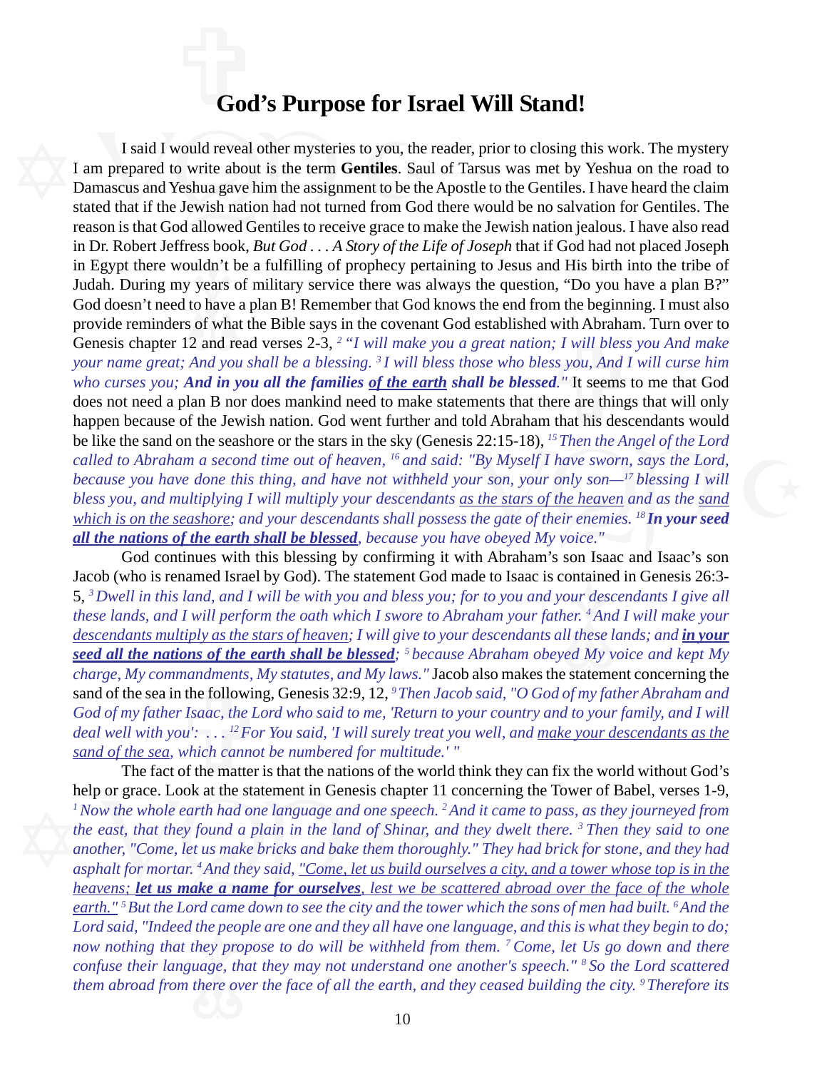# God's Purpose for Israel Will Stand!

I said I would reveal other mysteries to you, the reader, prior to closing this work. The mystery I am prepared to write about is the term **Gentiles**. Saul of Tarsus was met by Yeshua on the road to Damascus and Yeshua gave him the assignment to be the Apostle to the Gentiles. I have heard the claim stated that if the Jewish nation had not turned from God there would be no salvation for Gentiles. The reason is that God allowed Gentiles to receive grace to make the Jewish nation jealous. I have also read in Dr. Robert Jeffress book, *But God . . . A Story of the Life of Joseph* that if God had not placed Joseph in Egypt there wouldn't be a fulfilling of prophecy pertaining to Jesus and His birth into the tribe of Judah. During my years of military service there was always the question, "Do you have a plan B?" God doesn't need to have a plan B! Remember that God knows the end from the beginning. I must also provide reminders of what the Bible says in the covenant God established with Abraham. Turn over to Genesis chapter 12 and read verses 2-3, [2] *"I will make you a great nation; I will bless you And make your name great; And you shall be a blessing.* [3] *I will bless those who bless you, And I will curse him who curses you;* ***And in you all the families <u>of the earth</u> shall be blessed****."* It seems to me that God does not need a plan B nor does mankind need to make statements that there are things that will only happen because of the Jewish nation. God went further and told Abraham that his descendants would be like the sand on the seashore or the stars in the sky (Genesis 22:15-18), [15] *Then the Angel of the Lord called to Abraham a second time out of heaven,* [16] *and said: "By Myself I have sworn, says the Lord, because you have done this thing, and have not withheld your son, your only son—*[17] *blessing I will bless you, and multiplying I will multiply your descendants <u>as the stars of the heaven</u> and as the <u>sand which is on the seashore</u>; and your descendants shall possess the gate of their enemies.* [18] ***In your seed <u>all the nations of the earth shall be blessed</u>****, because you have obeyed My voice."*

God continues with this blessing by confirming it with Abraham's son Isaac and Isaac's son Jacob (who is renamed Israel by God). The statement God made to Isaac is contained in Genesis 26:3-5, [3] *Dwell in this land, and I will be with you and bless you; for to you and your descendants I give all these lands, and I will perform the oath which I swore to Abraham your father.* [4] *And I will make your <u>descendants multiply as the stars of heaven</u>; I will give to your descendants all these lands; and* ***<u>in your seed all the nations of the earth shall be blessed</u>****;* [5] *because Abraham obeyed My voice and kept My charge, My commandments, My statutes, and My laws."* Jacob also makes the statement concerning the sand of the sea in the following, Genesis 32:9, 12, [9] *Then Jacob said, "O God of my father Abraham and God of my father Isaac, the Lord who said to me, 'Return to your country and to your family, and I will deal well with you': . . .* [12] *For You said, 'I will surely treat you well, and <u>make your descendants as the sand of the sea</u>, which cannot be numbered for multitude.' "*

The fact of the matter is that the nations of the world think they can fix the world without God's help or grace. Look at the statement in Genesis chapter 11 concerning the Tower of Babel, verses 1-9, [1] *Now the whole earth had one language and one speech.* [2] *And it came to pass, as they journeyed from the east, that they found a plain in the land of Shinar, and they dwelt there.* [3] *Then they said to one another, "Come, let us make bricks and bake them thoroughly." They had brick for stone, and they had asphalt for mortar.* [4] *And they said, <u>"Come, let us build ourselves a city, and a tower whose top is in the heavens;</u>* ***<u>let us make a name for ourselves</u>****<u>, lest we be scattered abroad over the face of the whole earth."</u>* [5] *But the Lord came down to see the city and the tower which the sons of men had built.* [6] *And the Lord said, "Indeed the people are one and they all have one language, and this is what they begin to do; now nothing that they propose to do will be withheld from them.* [7] *Come, let Us go down and there confuse their language, that they may not understand one another's speech."* [8] *So the Lord scattered them abroad from there over the face of all the earth, and they ceased building the city.* [9] *Therefore its*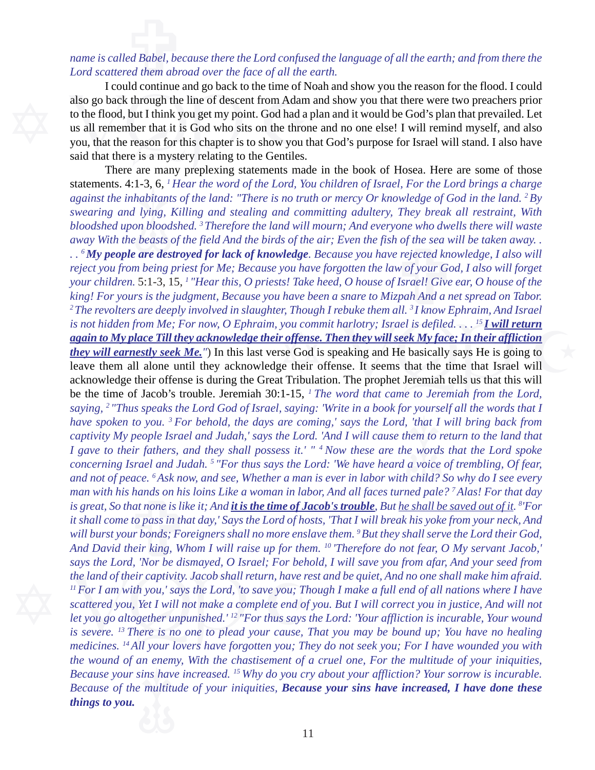*name is called Babel, because there the Lord confused the language of all the earth; and from there the Lord scattered them abroad over the face of all the earth.*

I could continue and go back to the time of Noah and show you the reason for the flood. I could also go back through the line of descent from Adam and show you that there were two preachers prior to the flood, but I think you get my point. God had a plan and it would be God's plan that prevailed. Let us all remember that it is God who sits on the throne and no one else! I will remind myself, and also you, that the reason for this chapter is to show you that God's purpose for Israel will stand. I also have said that there is a mystery relating to the Gentiles.

There are many preplexing statements made in the book of Hosea. Here are some of those statements. 4:1-3, 6, *[1] Hear the word of the Lord, You children of Israel, For the Lord brings a charge against the inhabitants of the land: "There is no truth or mercy Or knowledge of God in the land. [2] By swearing and lying, Killing and stealing and committing adultery, They break all restraint, With bloodshed upon bloodshed. [3] Therefore the land will mourn; And everyone who dwells there will waste away With the beasts of the field And the birds of the air; Even the fish of the sea will be taken away. . . . [6]* ***My people are destroyed for lack of knowledge****. Because you have rejected knowledge, I also will reject you from being priest for Me; Because you have forgotten the law of your God, I also will forget your children.* 5:1-3, 15, *[1] "Hear this, O priests! Take heed, O house of Israel! Give ear, O house of the king! For yours is the judgment, Because you have been a snare to Mizpah And a net spread on Tabor. [2] The revolters are deeply involved in slaughter, Though I rebuke them all. [3] I know Ephraim, And Israel is not hidden from Me; For now, O Ephraim, you commit harlotry; Israel is defiled. . . . [15]* ***I will return again to My place Till they acknowledge their offense. Then they will seek My face; In their affliction they will earnestly seek Me.****"*) In this last verse God is speaking and He basically says He is going to leave them all alone until they acknowledge their offense. It seems that the time that Israel will acknowledge their offense is during the Great Tribulation. The prophet Jeremiah tells us that this will be the time of Jacob's trouble. Jeremiah 30:1-15, *[1] The word that came to Jeremiah from the Lord, saying, [2] "Thus speaks the Lord God of Israel, saying: 'Write in a book for yourself all the words that I have spoken to you. [3] For behold, the days are coming,' says the Lord, 'that I will bring back from captivity My people Israel and Judah,' says the Lord. 'And I will cause them to return to the land that I gave to their fathers, and they shall possess it.' " [4] Now these are the words that the Lord spoke concerning Israel and Judah. [5] "For thus says the Lord: 'We have heard a voice of trembling, Of fear, and not of peace. [6] Ask now, and see, Whether a man is ever in labor with child? So why do I see every man with his hands on his loins Like a woman in labor, And all faces turned pale? [7] Alas! For that day is great, So that none is like it; And* ***it is the time of Jacob's trouble****, But he shall be saved out of it. [8] 'For it shall come to pass in that day,' Says the Lord of hosts, 'That I will break his yoke from your neck, And will burst your bonds; Foreigners shall no more enslave them. [9] But they shall serve the Lord their God, And David their king, Whom I will raise up for them. [10] 'Therefore do not fear, O My servant Jacob,' says the Lord, 'Nor be dismayed, O Israel; For behold, I will save you from afar, And your seed from the land of their captivity. Jacob shall return, have rest and be quiet, And no one shall make him afraid. [11] For I am with you,' says the Lord, 'to save you; Though I make a full end of all nations where I have scattered you, Yet I will not make a complete end of you. But I will correct you in justice, And will not let you go altogether unpunished.' [12] "For thus says the Lord: 'Your affliction is incurable, Your wound is severe. [13] There is no one to plead your cause, That you may be bound up; You have no healing medicines. [14] All your lovers have forgotten you; They do not seek you; For I have wounded you with the wound of an enemy, With the chastisement of a cruel one, For the multitude of your iniquities, Because your sins have increased. [15] Why do you cry about your affliction? Your sorrow is incurable. Because of the multitude of your iniquities,* ***Because your sins have increased, I have done these things to you.***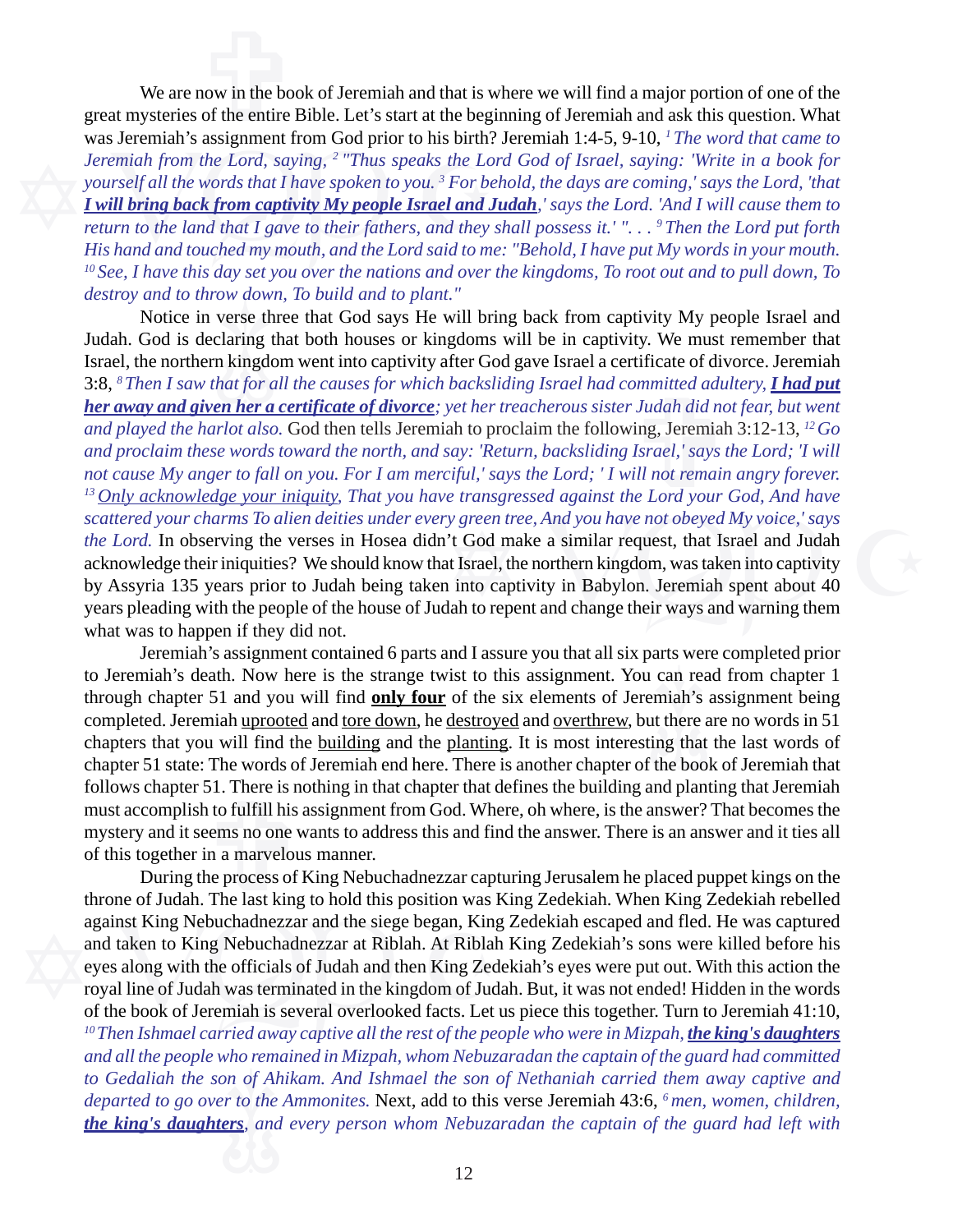We are now in the book of Jeremiah and that is where we will find a major portion of one of the great mysteries of the entire Bible. Let's start at the beginning of Jeremiah and ask this question. What was Jeremiah's assignment from God prior to his birth? Jeremiah 1:4-5, 9-10, *[1] The word that came to Jeremiah from the Lord, saying, [2] "Thus speaks the Lord God of Israel, saying: 'Write in a book for yourself all the words that I have spoken to you. [3] For behold, the days are coming,' says the Lord, 'that **<u>I will bring back from captivity My people Israel and Judah</u>**,' says the Lord. 'And I will cause them to return to the land that I gave to their fathers, and they shall possess it.' ". . . [9] Then the Lord put forth His hand and touched my mouth, and the Lord said to me: "Behold, I have put My words in your mouth. [10] See, I have this day set you over the nations and over the kingdoms, To root out and to pull down, To destroy and to throw down, To build and to plant."*

Notice in verse three that God says He will bring back from captivity My people Israel and Judah. God is declaring that both houses or kingdoms will be in captivity. We must remember that Israel, the northern kingdom went into captivity after God gave Israel a certificate of divorce. Jeremiah 3:8, *[8] Then I saw that for all the causes for which backsliding Israel had committed adultery, **<u>I had put her away and given her a certificate of divorce</u>**; yet her treacherous sister Judah did not fear, but went and played the harlot also.* God then tells Jeremiah to proclaim the following, Jeremiah 3:12-13, *[12] Go and proclaim these words toward the north, and say: 'Return, backsliding Israel,' says the Lord; 'I will not cause My anger to fall on you. For I am merciful,' says the Lord; ' I will not remain angry forever. [13] <u>Only acknowledge your iniquity</u>, That you have transgressed against the Lord your God, And have scattered your charms To alien deities under every green tree, And you have not obeyed My voice,' says the Lord.* In observing the verses in Hosea didn't God make a similar request, that Israel and Judah acknowledge their iniquities? We should know that Israel, the northern kingdom, was taken into captivity by Assyria 135 years prior to Judah being taken into captivity in Babylon. Jeremiah spent about 40 years pleading with the people of the house of Judah to repent and change their ways and warning them what was to happen if they did not.

Jeremiah's assignment contained 6 parts and I assure you that all six parts were completed prior to Jeremiah's death. Now here is the strange twist to this assignment. You can read from chapter 1 through chapter 51 and you will find **<u>only four</u>** of the six elements of Jeremiah's assignment being completed. Jeremiah <u>uprooted</u> and <u>tore down</u>, he <u>destroyed</u> and <u>overthrew</u>, but there are no words in 51 chapters that you will find the <u>building</u> and the <u>planting</u>. It is most interesting that the last words of chapter 51 state: The words of Jeremiah end here. There is another chapter of the book of Jeremiah that follows chapter 51. There is nothing in that chapter that defines the building and planting that Jeremiah must accomplish to fulfill his assignment from God. Where, oh where, is the answer? That becomes the mystery and it seems no one wants to address this and find the answer. There is an answer and it ties all of this together in a marvelous manner.

During the process of King Nebuchadnezzar capturing Jerusalem he placed puppet kings on the throne of Judah. The last king to hold this position was King Zedekiah. When King Zedekiah rebelled against King Nebuchadnezzar and the siege began, King Zedekiah escaped and fled. He was captured and taken to King Nebuchadnezzar at Riblah. At Riblah King Zedekiah's sons were killed before his eyes along with the officials of Judah and then King Zedekiah's eyes were put out. With this action the royal line of Judah was terminated in the kingdom of Judah. But, it was not ended! Hidden in the words of the book of Jeremiah is several overlooked facts. Let us piece this together. Turn to Jeremiah 41:10, *[10] Then Ishmael carried away captive all the rest of the people who were in Mizpah, **<u>the king's daughters</u>** and all the people who remained in Mizpah, whom Nebuzaradan the captain of the guard had committed to Gedaliah the son of Ahikam. And Ishmael the son of Nethaniah carried them away captive and departed to go over to the Ammonites.* Next, add to this verse Jeremiah 43:6, *[6] men, women, children, **<u>the king's daughters</u>**, and every person whom Nebuzaradan the captain of the guard had left with*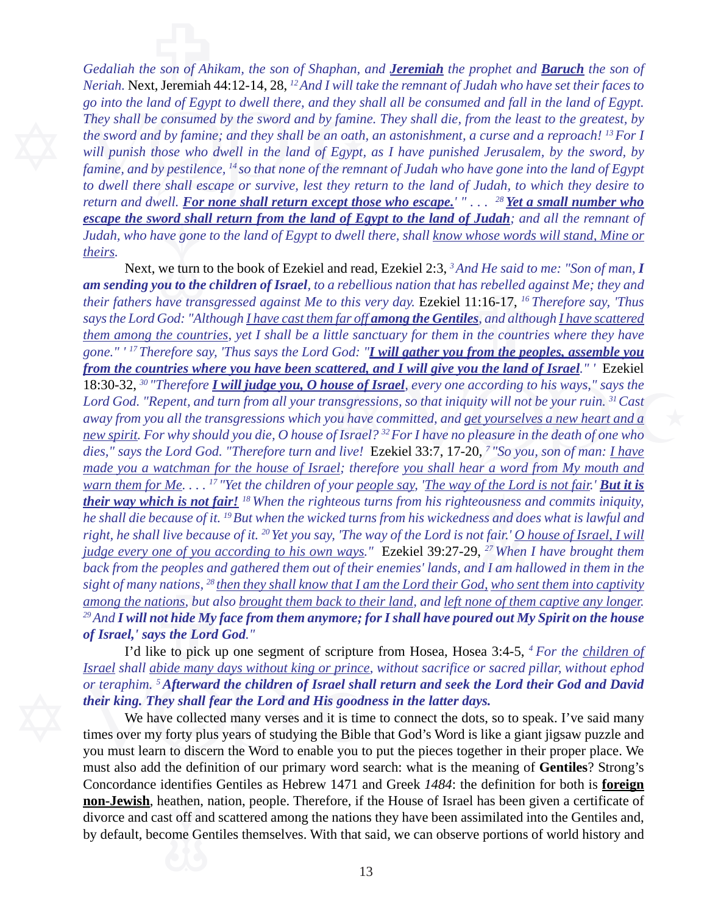*Gedaliah the son of Ahikam, the son of Shaphan, and **Jeremiah** the prophet and **Baruch** the son of Neriah.* Next, Jeremiah 44:12-14, 28, [12] *And I will take the remnant of Judah who have set their faces to go into the land of Egypt to dwell there, and they shall all be consumed and fall in the land of Egypt. They shall be consumed by the sword and by famine. They shall die, from the least to the greatest, by the sword and by famine; and they shall be an oath, an astonishment, a curse and a reproach!* [13] *For I will punish those who dwell in the land of Egypt, as I have punished Jerusalem, by the sword, by famine, and by pestilence,* [14] *so that none of the remnant of Judah who have gone into the land of Egypt to dwell there shall escape or survive, lest they return to the land of Judah, to which they desire to return and dwell. **For none shall return except those who escape.**' " . . .* [28] ***Yet a small number who escape the sword shall return from the land of Egypt to the land of Judah**; and all the remnant of Judah, who have gone to the land of Egypt to dwell there, shall know whose words will stand, Mine or theirs.*

Next, we turn to the book of Ezekiel and read, Ezekiel 2:3, [3] *And He said to me: "Son of man, **I am sending you to the children of Israel**, to a rebellious nation that has rebelled against Me; they and their fathers have transgressed against Me to this very day.* Ezekiel 11:16-17, [16] *Therefore say, 'Thus says the Lord God: "Although I have cast them far off **among the Gentiles**, and although I have scattered them among the countries, yet I shall be a little sanctuary for them in the countries where they have gone." '* [17] *Therefore say, 'Thus says the Lord God: "**I will gather you from the peoples, assemble you from the countries where you have been scattered, and I will give you the land of Israel**." '* Ezekiel 18:30-32, [30] *"Therefore **I will judge you, O house of Israel**, every one according to his ways," says the Lord God. "Repent, and turn from all your transgressions, so that iniquity will not be your ruin.* [31] *Cast away from you all the transgressions which you have committed, and get yourselves a new heart and a new spirit. For why should you die, O house of Israel?* [32] *For I have no pleasure in the death of one who dies," says the Lord God. "Therefore turn and live!* Ezekiel 33:7, 17-20, [7] *"So you, son of man: I have made you a watchman for the house of Israel; therefore you shall hear a word from My mouth and warn them for Me. . . .* [17] *"Yet the children of your people say, 'The way of the Lord is not fair.' **But it is their way which is not fair!*** [18] *When the righteous turns from his righteousness and commits iniquity, he shall die because of it.* [19] *But when the wicked turns from his wickedness and does what is lawful and right, he shall live because of it.* [20] *Yet you say, 'The way of the Lord is not fair.' O house of Israel, I will judge every one of you according to his own ways."* Ezekiel 39:27-29, [27] *When I have brought them back from the peoples and gathered them out of their enemies' lands, and I am hallowed in them in the sight of many nations,* [28] *then they shall know that I am the Lord their God, who sent them into captivity among the nations, but also brought them back to their land, and left none of them captive any longer.* [29] *And **I will not hide My face from them anymore; for I shall have poured out My Spirit on the house of Israel,' says the Lord God.**"*

I'd like to pick up one segment of scripture from Hosea, Hosea 3:4-5, [4] *For the children of Israel shall abide many days without king or prince, without sacrifice or sacred pillar, without ephod or teraphim.* [5] ***Afterward the children of Israel shall return and seek the Lord their God and David their king. They shall fear the Lord and His goodness in the latter days.***

We have collected many verses and it is time to connect the dots, so to speak. I've said many times over my forty plus years of studying the Bible that God's Word is like a giant jigsaw puzzle and you must learn to discern the Word to enable you to put the pieces together in their proper place. We must also add the definition of our primary word search: what is the meaning of **Gentiles**? Strong's Concordance identifies Gentiles as Hebrew 1471 and Greek *1484*: the definition for both is **foreign non-Jewish**, heathen, nation, people. Therefore, if the House of Israel has been given a certificate of divorce and cast off and scattered among the nations they have been assimilated into the Gentiles and, by default, become Gentiles themselves. With that said, we can observe portions of world history and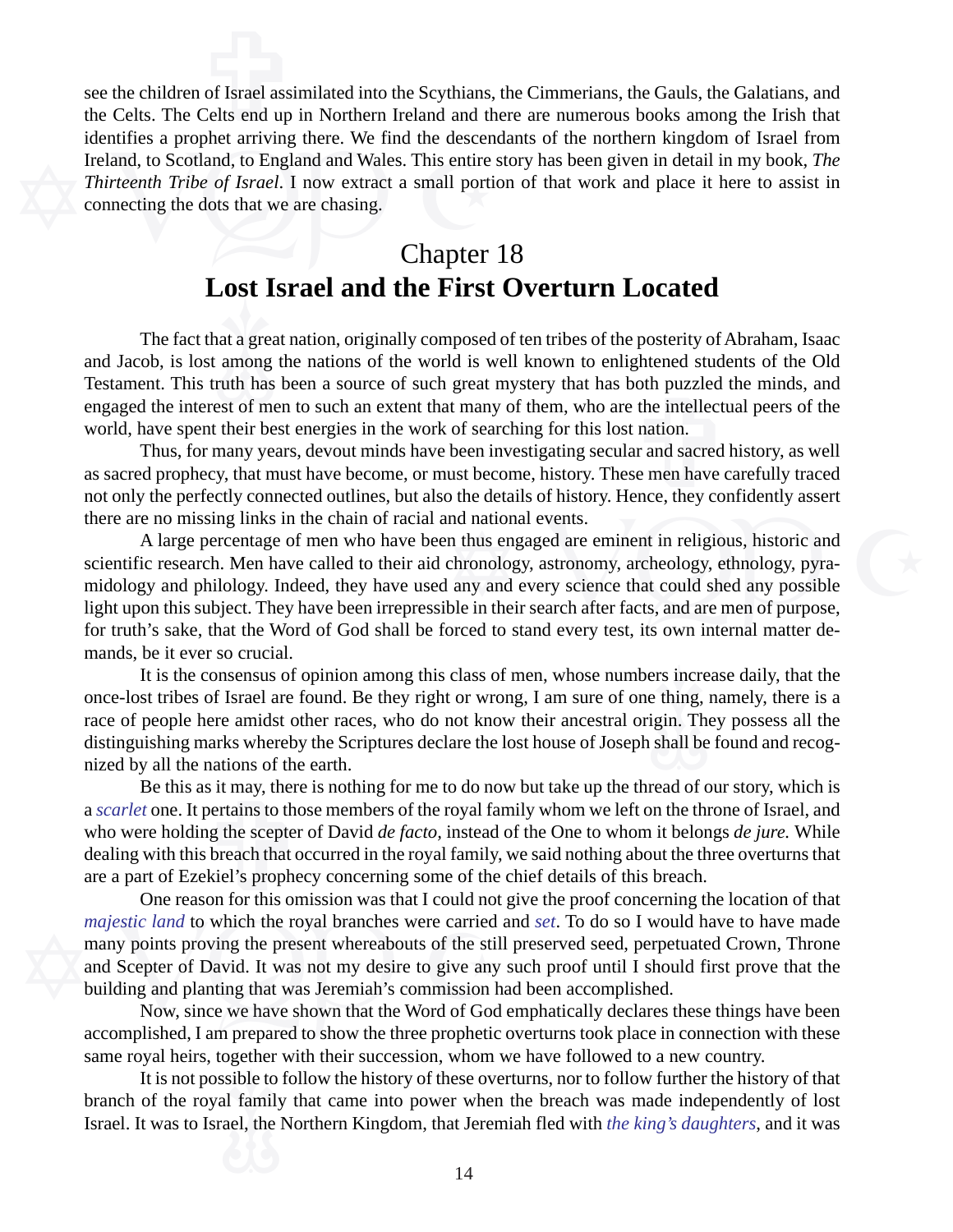see the children of Israel assimilated into the Scythians, the Cimmerians, the Gauls, the Galatians, and the Celts. The Celts end up in Northern Ireland and there are numerous books among the Irish that identifies a prophet arriving there. We find the descendants of the northern kingdom of Israel from Ireland, to Scotland, to England and Wales. This entire story has been given in detail in my book, *The Thirteenth Tribe of Israel*. I now extract a small portion of that work and place it here to assist in connecting the dots that we are chasing.

## Chapter 18
## **Lost Israel and the First Overturn Located**

The fact that a great nation, originally composed of ten tribes of the posterity of Abraham, Isaac and Jacob, is lost among the nations of the world is well known to enlightened students of the Old Testament. This truth has been a source of such great mystery that has both puzzled the minds, and engaged the interest of men to such an extent that many of them, who are the intellectual peers of the world, have spent their best energies in the work of searching for this lost nation.

Thus, for many years, devout minds have been investigating secular and sacred history, as well as sacred prophecy, that must have become, or must become, history. These men have carefully traced not only the perfectly connected outlines, but also the details of history. Hence, they confidently assert there are no missing links in the chain of racial and national events.

A large percentage of men who have been thus engaged are eminent in religious, historic and scientific research. Men have called to their aid chronology, astronomy, archeology, ethnology, pyramidology and philology. Indeed, they have used any and every science that could shed any possible light upon this subject. They have been irrepressible in their search after facts, and are men of purpose, for truth's sake, that the Word of God shall be forced to stand every test, its own internal matter demands, be it ever so crucial.

It is the consensus of opinion among this class of men, whose numbers increase daily, that the once-lost tribes of Israel are found. Be they right or wrong, I am sure of one thing, namely, there is a race of people here amidst other races, who do not know their ancestral origin. They possess all the distinguishing marks whereby the Scriptures declare the lost house of Joseph shall be found and recognized by all the nations of the earth.

Be this as it may, there is nothing for me to do now but take up the thread of our story, which is a *scarlet* one. It pertains to those members of the royal family whom we left on the throne of Israel, and who were holding the scepter of David *de facto*, instead of the One to whom it belongs *de jure.* While dealing with this breach that occurred in the royal family, we said nothing about the three overturns that are a part of Ezekiel's prophecy concerning some of the chief details of this breach.

One reason for this omission was that I could not give the proof concerning the location of that *majestic land* to which the royal branches were carried and *set*. To do so I would have to have made many points proving the present whereabouts of the still preserved seed, perpetuated Crown, Throne and Scepter of David. It was not my desire to give any such proof until I should first prove that the building and planting that was Jeremiah's commission had been accomplished.

Now, since we have shown that the Word of God emphatically declares these things have been accomplished, I am prepared to show the three prophetic overturns took place in connection with these same royal heirs, together with their succession, whom we have followed to a new country.

It is not possible to follow the history of these overturns, nor to follow further the history of that branch of the royal family that came into power when the breach was made independently of lost Israel. It was to Israel, the Northern Kingdom, that Jeremiah fled with *the king's daughters*, and it was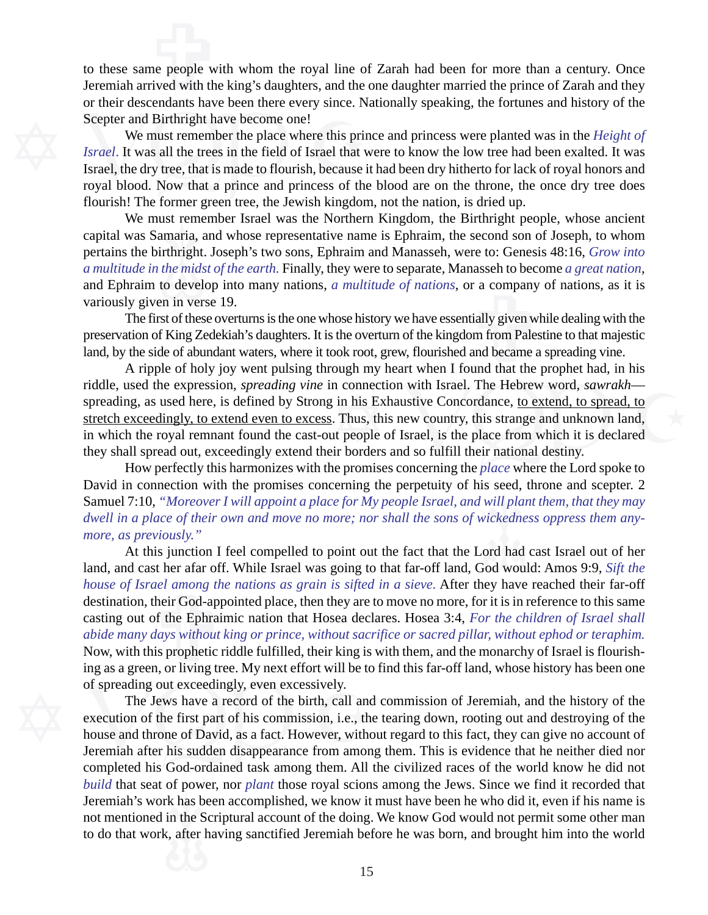to these same people with whom the royal line of Zarah had been for more than a century. Once Jeremiah arrived with the king's daughters, and the one daughter married the prince of Zarah and they or their descendants have been there every since. Nationally speaking, the fortunes and history of the Scepter and Birthright have become one!

We must remember the place where this prince and princess were planted was in the *Height of Israel*. It was all the trees in the field of Israel that were to know the low tree had been exalted. It was Israel, the dry tree, that is made to flourish, because it had been dry hitherto for lack of royal honors and royal blood. Now that a prince and princess of the blood are on the throne, the once dry tree does flourish! The former green tree, the Jewish kingdom, not the nation, is dried up.

We must remember Israel was the Northern Kingdom, the Birthright people, whose ancient capital was Samaria, and whose representative name is Ephraim, the second son of Joseph, to whom pertains the birthright. Joseph's two sons, Ephraim and Manasseh, were to: Genesis 48:16, *Grow into a multitude in the midst of the earth.* Finally, they were to separate, Manasseh to become *a great nation*, and Ephraim to develop into many nations, *a multitude of nations*, or a company of nations, as it is variously given in verse 19.

The first of these overturns is the one whose history we have essentially given while dealing with the preservation of King Zedekiah's daughters. It is the overturn of the kingdom from Palestine to that majestic land, by the side of abundant waters, where it took root, grew, flourished and became a spreading vine.

A ripple of holy joy went pulsing through my heart when I found that the prophet had, in his riddle, used the expression, *spreading vine* in connection with Israel. The Hebrew word, *sawrakh*—spreading, as used here, is defined by Strong in his Exhaustive Concordance, <u>to extend, to spread, to stretch exceedingly, to extend even to excess</u>. Thus, this new country, this strange and unknown land, in which the royal remnant found the cast-out people of Israel, is the place from which it is declared they shall spread out, exceedingly extend their borders and so fulfill their national destiny.

How perfectly this harmonizes with the promises concerning the *place* where the Lord spoke to David in connection with the promises concerning the perpetuity of his seed, throne and scepter. 2 Samuel 7:10, *"Moreover I will appoint a place for My people Israel, and will plant them, that they may dwell in a place of their own and move no more; nor shall the sons of wickedness oppress them anymore, as previously."*

At this junction I feel compelled to point out the fact that the Lord had cast Israel out of her land, and cast her afar off. While Israel was going to that far-off land, God would: Amos 9:9, *Sift the house of Israel among the nations as grain is sifted in a sieve.* After they have reached their far-off destination, their God-appointed place, then they are to move no more, for it is in reference to this same casting out of the Ephraimic nation that Hosea declares. Hosea 3:4, *For the children of Israel shall abide many days without king or prince, without sacrifice or sacred pillar, without ephod or teraphim.* Now, with this prophetic riddle fulfilled, their king is with them, and the monarchy of Israel is flourishing as a green, or living tree. My next effort will be to find this far-off land, whose history has been one of spreading out exceedingly, even excessively.

The Jews have a record of the birth, call and commission of Jeremiah, and the history of the execution of the first part of his commission, i.e., the tearing down, rooting out and destroying of the house and throne of David, as a fact. However, without regard to this fact, they can give no account of Jeremiah after his sudden disappearance from among them. This is evidence that he neither died nor completed his God-ordained task among them. All the civilized races of the world know he did not *build* that seat of power, nor *plant* those royal scions among the Jews. Since we find it recorded that Jeremiah's work has been accomplished, we know it must have been he who did it, even if his name is not mentioned in the Scriptural account of the doing. We know God would not permit some other man to do that work, after having sanctified Jeremiah before he was born, and brought him into the world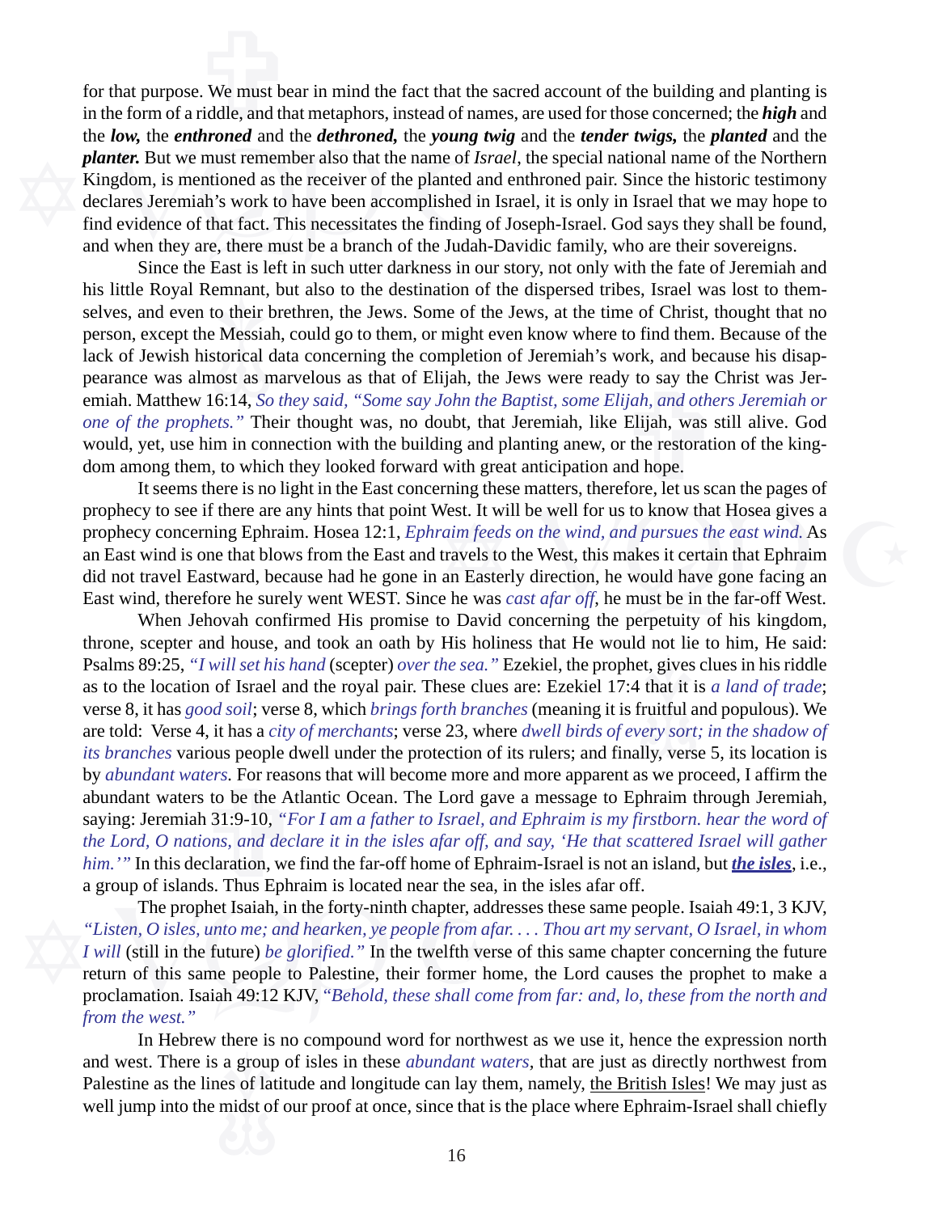for that purpose. We must bear in mind the fact that the sacred account of the building and planting is in the form of a riddle, and that metaphors, instead of names, are used for those concerned; the ***high*** and the ***low,*** the ***enthroned*** and the ***dethroned,*** the ***young twig*** and the ***tender twigs,*** the ***planted*** and the ***planter.*** But we must remember also that the name of *Israel*, the special national name of the Northern Kingdom, is mentioned as the receiver of the planted and enthroned pair. Since the historic testimony declares Jeremiah's work to have been accomplished in Israel, it is only in Israel that we may hope to find evidence of that fact. This necessitates the finding of Joseph-Israel. God says they shall be found, and when they are, there must be a branch of the Judah-Davidic family, who are their sovereigns.

Since the East is left in such utter darkness in our story, not only with the fate of Jeremiah and his little Royal Remnant, but also to the destination of the dispersed tribes, Israel was lost to themselves, and even to their brethren, the Jews. Some of the Jews, at the time of Christ, thought that no person, except the Messiah, could go to them, or might even know where to find them. Because of the lack of Jewish historical data concerning the completion of Jeremiah's work, and because his disappearance was almost as marvelous as that of Elijah, the Jews were ready to say the Christ was Jeremiah. Matthew 16:14, *So they said, "Some say John the Baptist, some Elijah, and others Jeremiah or one of the prophets."* Their thought was, no doubt, that Jeremiah, like Elijah, was still alive. God would, yet, use him in connection with the building and planting anew, or the restoration of the kingdom among them, to which they looked forward with great anticipation and hope.

It seems there is no light in the East concerning these matters, therefore, let us scan the pages of prophecy to see if there are any hints that point West. It will be well for us to know that Hosea gives a prophecy concerning Ephraim. Hosea 12:1, *Ephraim feeds on the wind, and pursues the east wind.* As an East wind is one that blows from the East and travels to the West, this makes it certain that Ephraim did not travel Eastward, because had he gone in an Easterly direction, he would have gone facing an East wind, therefore he surely went WEST. Since he was *cast afar off*, he must be in the far-off West.

When Jehovah confirmed His promise to David concerning the perpetuity of his kingdom, throne, scepter and house, and took an oath by His holiness that He would not lie to him, He said: Psalms 89:25, *"I will set his hand* (scepter) *over the sea."* Ezekiel, the prophet, gives clues in his riddle as to the location of Israel and the royal pair. These clues are: Ezekiel 17:4 that it is *a land of trade*; verse 8, it has *good soil*; verse 8, which *brings forth branches* (meaning it is fruitful and populous). We are told: Verse 4, it has a *city of merchants*; verse 23, where *dwell birds of every sort; in the shadow of its branches* various people dwell under the protection of its rulers; and finally, verse 5, its location is by *abundant waters*. For reasons that will become more and more apparent as we proceed, I affirm the abundant waters to be the Atlantic Ocean. The Lord gave a message to Ephraim through Jeremiah, saying: Jeremiah 31:9-10, *"For I am a father to Israel, and Ephraim is my firstborn. hear the word of the Lord, O nations, and declare it in the isles afar off, and say, 'He that scattered Israel will gather him.'"* In this declaration, we find the far-off home of Ephraim-Israel is not an island, but ***the isles***, i.e., a group of islands. Thus Ephraim is located near the sea, in the isles afar off.

The prophet Isaiah, in the forty-ninth chapter, addresses these same people. Isaiah 49:1, 3 KJV, *"Listen, O isles, unto me; and hearken, ye people from afar. . . . Thou art my servant, O Israel, in whom I will* (still in the future) *be glorified."* In the twelfth verse of this same chapter concerning the future return of this same people to Palestine, their former home, the Lord causes the prophet to make a proclamation. Isaiah 49:12 KJV, *"Behold, these shall come from far: and, lo, these from the north and from the west."*

In Hebrew there is no compound word for northwest as we use it, hence the expression north and west. There is a group of isles in these *abundant waters*, that are just as directly northwest from Palestine as the lines of latitude and longitude can lay them, namely, the British Isles! We may just as well jump into the midst of our proof at once, since that is the place where Ephraim-Israel shall chiefly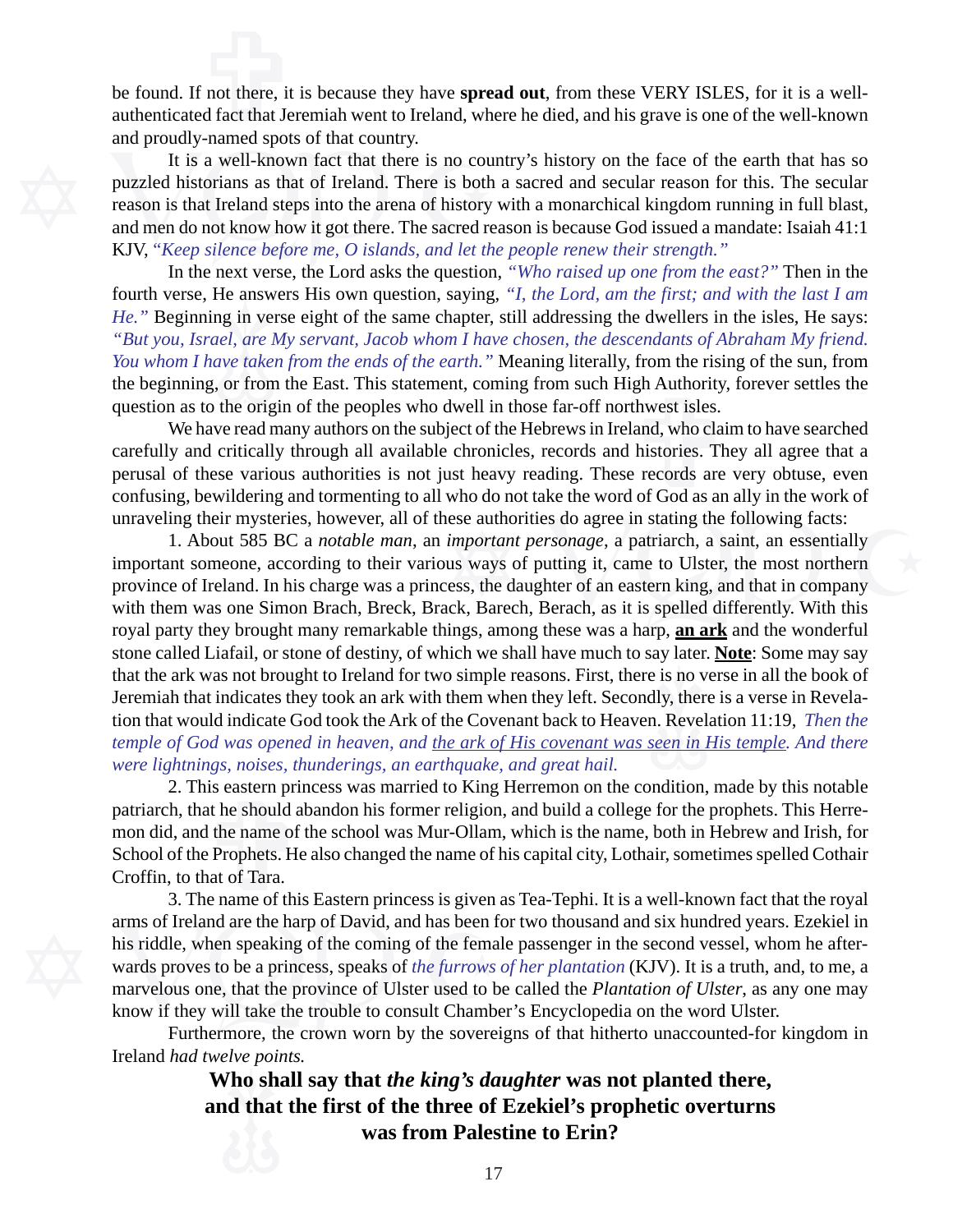be found. If not there, it is because they have **spread out**, from these VERY ISLES, for it is a well-authenticated fact that Jeremiah went to Ireland, where he died, and his grave is one of the well-known and proudly-named spots of that country.

It is a well-known fact that there is no country's history on the face of the earth that has so puzzled historians as that of Ireland. There is both a sacred and secular reason for this. The secular reason is that Ireland steps into the arena of history with a monarchical kingdom running in full blast, and men do not know how it got there. The sacred reason is because God issued a mandate: Isaiah 41:1 KJV, *"Keep silence before me, O islands, and let the people renew their strength."*

In the next verse, the Lord asks the question, *"Who raised up one from the east?"* Then in the fourth verse, He answers His own question, saying, *"I, the Lord, am the first; and with the last I am He."* Beginning in verse eight of the same chapter, still addressing the dwellers in the isles, He says: *"But you, Israel, are My servant, Jacob whom I have chosen, the descendants of Abraham My friend. You whom I have taken from the ends of the earth."* Meaning literally, from the rising of the sun, from the beginning, or from the East. This statement, coming from such High Authority, forever settles the question as to the origin of the peoples who dwell in those far-off northwest isles.

We have read many authors on the subject of the Hebrews in Ireland, who claim to have searched carefully and critically through all available chronicles, records and histories. They all agree that a perusal of these various authorities is not just heavy reading. These records are very obtuse, even confusing, bewildering and tormenting to all who do not take the word of God as an ally in the work of unraveling their mysteries, however, all of these authorities do agree in stating the following facts:

1. About 585 BC a *notable man*, an *important personage*, a patriarch, a saint, an essentially important someone, according to their various ways of putting it, came to Ulster, the most northern province of Ireland. In his charge was a princess, the daughter of an eastern king, and that in company with them was one Simon Brach, Breck, Brack, Barech, Berach, as it is spelled differently. With this royal party they brought many remarkable things, among these was a harp, **an ark** and the wonderful stone called Liafail, or stone of destiny, of which we shall have much to say later. **Note**: Some may say that the ark was not brought to Ireland for two simple reasons. First, there is no verse in all the book of Jeremiah that indicates they took an ark with them when they left. Secondly, there is a verse in Revelation that would indicate God took the Ark of the Covenant back to Heaven. Revelation 11:19, *Then the temple of God was opened in heaven, and the ark of His covenant was seen in His temple. And there were lightnings, noises, thunderings, an earthquake, and great hail.*

2. This eastern princess was married to King Herremon on the condition, made by this notable patriarch, that he should abandon his former religion, and build a college for the prophets. This Herremon did, and the name of the school was Mur-Ollam, which is the name, both in Hebrew and Irish, for School of the Prophets. He also changed the name of his capital city, Lothair, sometimes spelled Cothair Croffin, to that of Tara.

3. The name of this Eastern princess is given as Tea-Tephi. It is a well-known fact that the royal arms of Ireland are the harp of David, and has been for two thousand and six hundred years. Ezekiel in his riddle, when speaking of the coming of the female passenger in the second vessel, whom he afterwards proves to be a princess, speaks of *the furrows of her plantation* (KJV). It is a truth, and, to me, a marvelous one, that the province of Ulster used to be called the *Plantation of Ulster*, as any one may know if they will take the trouble to consult Chamber's Encyclopedia on the word Ulster.

Furthermore, the crown worn by the sovereigns of that hitherto unaccounted-for kingdom in Ireland *had twelve points.*

**Who shall say that *the king's daughter* was not planted there, and that the first of the three of Ezekiel's prophetic overturns was from Palestine to Erin?**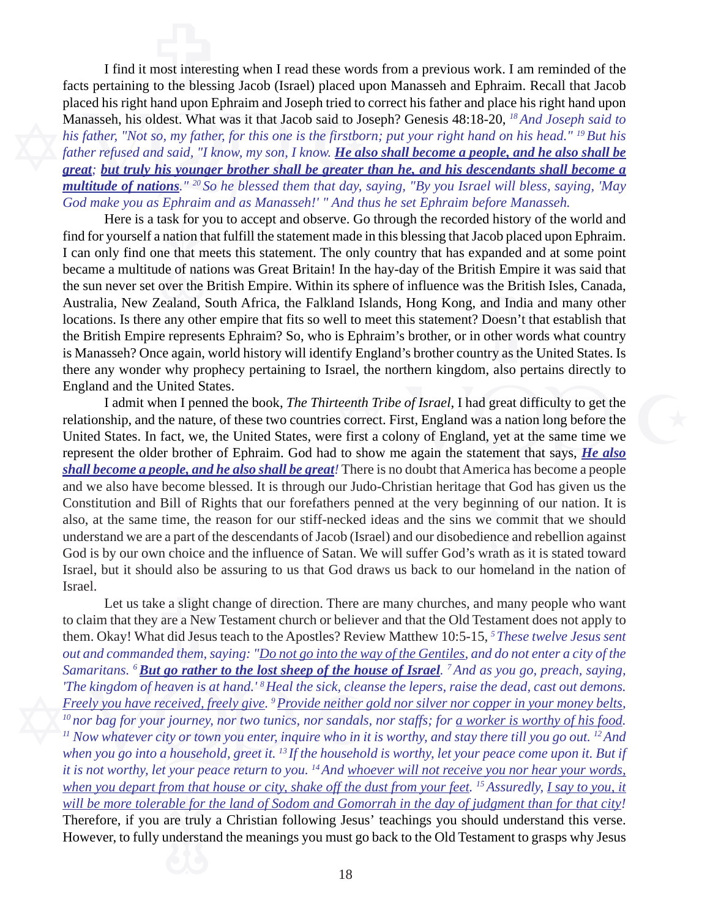I find it most interesting when I read these words from a previous work. I am reminded of the facts pertaining to the blessing Jacob (Israel) placed upon Manasseh and Ephraim. Recall that Jacob placed his right hand upon Ephraim and Joseph tried to correct his father and place his right hand upon Manasseh, his oldest. What was it that Jacob said to Joseph? Genesis 48:18-20, *[18] And Joseph said to his father, "Not so, my father, for this one is the firstborn; put your right hand on his head." [19] But his father refused and said, "I know, my son, I know.* ***<u>He also shall become a people, and he also shall be great</u>****;* ***<u>but truly his younger brother shall be greater than he, and his descendants shall become a multitude of nations</u>****." [20] So he blessed them that day, saying, "By you Israel will bless, saying, 'May God make you as Ephraim and as Manasseh!' " And thus he set Ephraim before Manasseh.*

Here is a task for you to accept and observe. Go through the recorded history of the world and find for yourself a nation that fulfill the statement made in this blessing that Jacob placed upon Ephraim. I can only find one that meets this statement. The only country that has expanded and at some point became a multitude of nations was Great Britain! In the hay-day of the British Empire it was said that the sun never set over the British Empire. Within its sphere of influence was the British Isles, Canada, Australia, New Zealand, South Africa, the Falkland Islands, Hong Kong, and India and many other locations. Is there any other empire that fits so well to meet this statement? Doesn't that establish that the British Empire represents Ephraim? So, who is Ephraim's brother, or in other words what country is Manasseh? Once again, world history will identify England's brother country as the United States. Is there any wonder why prophecy pertaining to Israel, the northern kingdom, also pertains directly to England and the United States.

I admit when I penned the book, *The Thirteenth Tribe of Israel*, I had great difficulty to get the relationship, and the nature, of these two countries correct. First, England was a nation long before the United States. In fact, we, the United States, were first a colony of England, yet at the same time we represent the older brother of Ephraim. God had to show me again the statement that says, ***<u>He also shall become a people, and he also shall be great</u>****!* There is no doubt that America has become a people and we also have become blessed. It is through our Judo-Christian heritage that God has given us the Constitution and Bill of Rights that our forefathers penned at the very beginning of our nation. It is also, at the same time, the reason for our stiff-necked ideas and the sins we commit that we should understand we are a part of the descendants of Jacob (Israel) and our disobedience and rebellion against God is by our own choice and the influence of Satan. We will suffer God's wrath as it is stated toward Israel, but it should also be assuring to us that God draws us back to our homeland in the nation of Israel.

Let us take a slight change of direction. There are many churches, and many people who want to claim that they are a New Testament church or believer and that the Old Testament does not apply to them. Okay! What did Jesus teach to the Apostles? Review Matthew 10:5-15, *[5] These twelve Jesus sent out and commanded them, saying: "<u>Do not go into the way of the Gentiles</u>, and do not enter a city of the Samaritans. [6]* ***<u>But go rather to the lost sheep of the house of Israel</u>****. [7] And as you go, preach, saying, 'The kingdom of heaven is at hand.' [8] Heal the sick, cleanse the lepers, raise the dead, cast out demons. <u>Freely you have received, freely give</u>. [9] <u>Provide neither gold nor silver nor copper in your money belts</u>, [10] nor bag for your journey, nor two tunics, nor sandals, nor staffs; for <u>a worker is worthy of his food</u>. [11] Now whatever city or town you enter, inquire who in it is worthy, and stay there till you go out. [12] And when you go into a household, greet it. [13] If the household is worthy, let your peace come upon it. But if it is not worthy, let your peace return to you. [14] And <u>whoever will not receive you nor hear your words, when you depart from that house or city, shake off the dust from your feet</u>. [15] Assuredly, <u>I say to you, it will be more tolerable for the land of Sodom and Gomorrah in the day of judgment than for that city</u>!* Therefore, if you are truly a Christian following Jesus' teachings you should understand this verse. However, to fully understand the meanings you must go back to the Old Testament to grasps why Jesus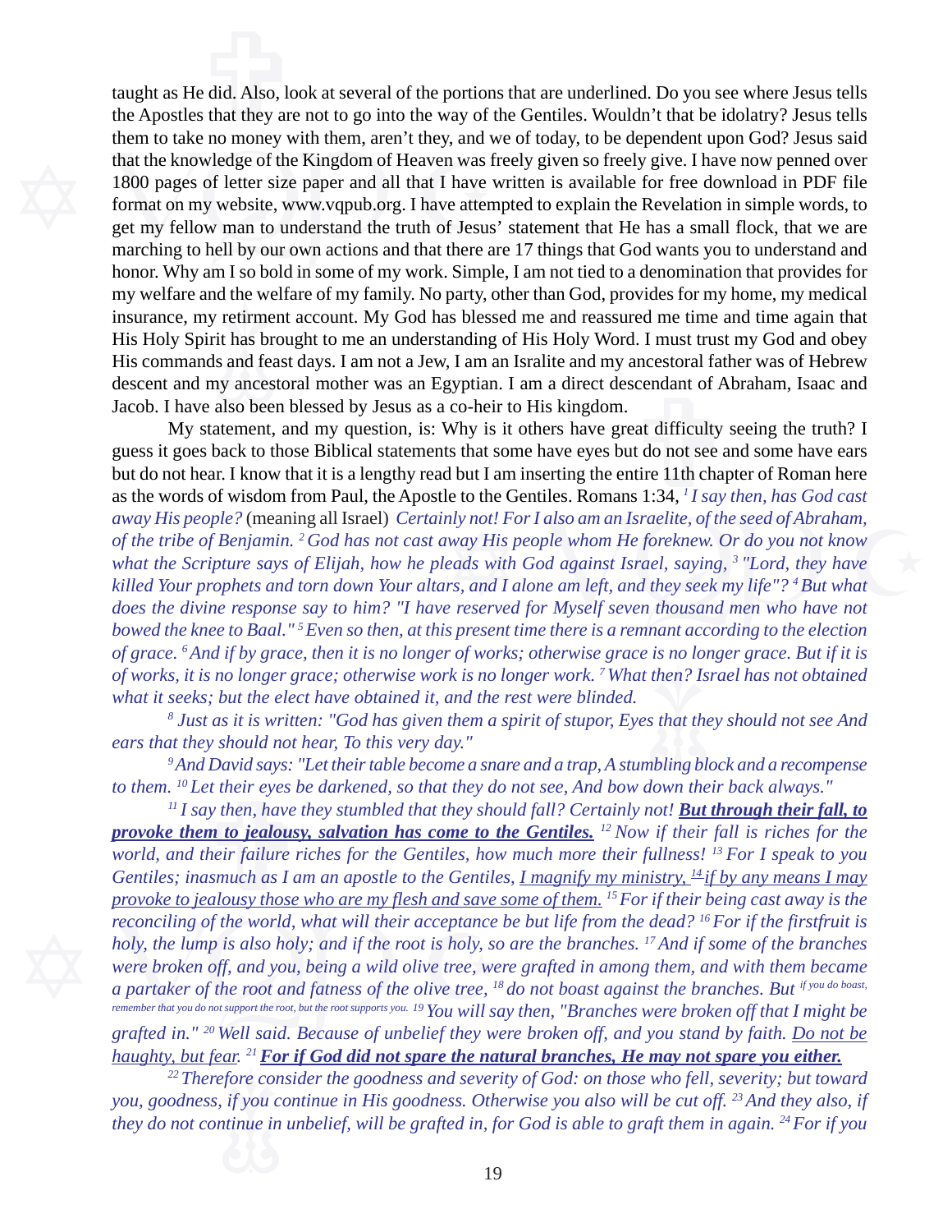taught as He did. Also, look at several of the portions that are underlined. Do you see where Jesus tells the Apostles that they are not to go into the way of the Gentiles. Wouldn't that be idolatry? Jesus tells them to take no money with them, aren't they, and we of today, to be dependent upon God? Jesus said that the knowledge of the Kingdom of Heaven was freely given so freely give. I have now penned over 1800 pages of letter size paper and all that I have written is available for free download in PDF file format on my website, www.vqpub.org. I have attempted to explain the Revelation in simple words, to get my fellow man to understand the truth of Jesus' statement that He has a small flock, that we are marching to hell by our own actions and that there are 17 things that God wants you to understand and honor. Why am I so bold in some of my work. Simple, I am not tied to a denomination that provides for my welfare and the welfare of my family. No party, other than God, provides for my home, my medical insurance, my retirment account. My God has blessed me and reassured me time and time again that His Holy Spirit has brought to me an understanding of His Holy Word. I must trust my God and obey His commands and feast days. I am not a Jew, I am an Isralite and my ancestoral father was of Hebrew descent and my ancestoral mother was an Egyptian. I am a direct descendant of Abraham, Isaac and Jacob. I have also been blessed by Jesus as a co-heir to His kingdom.

My statement, and my question, is: Why is it others have great difficulty seeing the truth? I guess it goes back to those Biblical statements that some have eyes but do not see and some have ears but do not hear. I know that it is a lengthy read but I am inserting the entire 11th chapter of Roman here as the words of wisdom from Paul, the Apostle to the Gentiles. Romans 1:34, *[1] I say then, has God cast away His people?* (meaning all Israel) *Certainly not! For I also am an Israelite, of the seed of Abraham, of the tribe of Benjamin. [2] God has not cast away His people whom He foreknew. Or do you not know what the Scripture says of Elijah, how he pleads with God against Israel, saying, [3] "Lord, they have killed Your prophets and torn down Your altars, and I alone am left, and they seek my life"? [4] But what does the divine response say to him? "I have reserved for Myself seven thousand men who have not bowed the knee to Baal." [5] Even so then, at this present time there is a remnant according to the election of grace. [6] And if by grace, then it is no longer of works; otherwise grace is no longer grace. But if it is of works, it is no longer grace; otherwise work is no longer work. [7] What then? Israel has not obtained what it seeks; but the elect have obtained it, and the rest were blinded.*

*[8] Just as it is written: "God has given them a spirit of stupor, Eyes that they should not see And ears that they should not hear, To this very day."*

*[9] And David says: "Let their table become a snare and a trap, A stumbling block and a recompense to them. [10] Let their eyes be darkened, so that they do not see, And bow down their back always."*

*[11] I say then, have they stumbled that they should fall? Certainly not!* ***<u>But through their fall, to provoke them to jealousy, salvation has come to the Gentiles.</u>*** *[12] Now if their fall is riches for the world, and their failure riches for the Gentiles, how much more their fullness! [13] For I speak to you Gentiles; inasmuch as I am an apostle to the Gentiles, <u>I magnify my ministry, [14] if by any means I may provoke to jealousy those who are my flesh and save some of them.</u> [15] For if their being cast away is the reconciling of the world, what will their acceptance be but life from the dead? [16] For if the firstfruit is holy, the lump is also holy; and if the root is holy, so are the branches. [17] And if some of the branches were broken off, and you, being a wild olive tree, were grafted in among them, and with them became a partaker of the root and fatness of the olive tree, [18] do not boast against the branches. But if you do boast, remember that you do not support the root, but the root supports you. [19] You will say then, "Branches were broken off that I might be grafted in." [20] Well said. Because of unbelief they were broken off, and you stand by faith. <u>Do not be haughty, but fear.</u> [21]* ***<u>For if God did not spare the natural branches, He may not spare you either.</u>***

*[22] Therefore consider the goodness and severity of God: on those who fell, severity; but toward you, goodness, if you continue in His goodness. Otherwise you also will be cut off. [23] And they also, if they do not continue in unbelief, will be grafted in, for God is able to graft them in again. [24] For if you*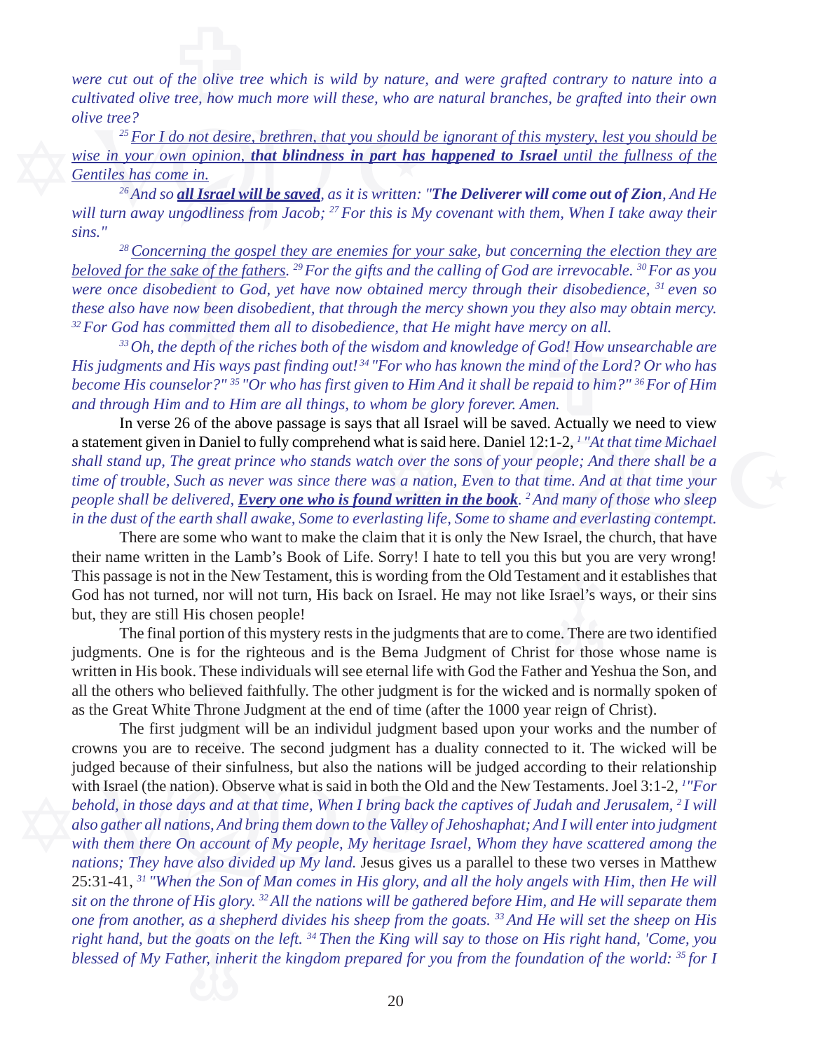*were cut out of the olive tree which is wild by nature, and were grafted contrary to nature into a cultivated olive tree, how much more will these, who are natural branches, be grafted into their own olive tree?*

*[25] For I do not desire, brethren, that you should be ignorant of this mystery, lest you should be wise in your own opinion, **that blindness in part has happened to Israel** until the fullness of the Gentiles has come in.*

*[26] And so **all Israel will be saved**, as it is written: "**The Deliverer will come out of Zion**, And He will turn away ungodliness from Jacob; [27] For this is My covenant with them, When I take away their sins."*

*[28] Concerning the gospel they are enemies for your sake, but concerning the election they are beloved for the sake of the fathers. [29] For the gifts and the calling of God are irrevocable. [30] For as you were once disobedient to God, yet have now obtained mercy through their disobedience, [31] even so these also have now been disobedient, that through the mercy shown you they also may obtain mercy. [32] For God has committed them all to disobedience, that He might have mercy on all.*

*[33] Oh, the depth of the riches both of the wisdom and knowledge of God! How unsearchable are His judgments and His ways past finding out! [34] "For who has known the mind of the Lord? Or who has become His counselor?" [35] "Or who has first given to Him And it shall be repaid to him?" [36] For of Him and through Him and to Him are all things, to whom be glory forever. Amen.*

In verse 26 of the above passage is says that all Israel will be saved. Actually we need to view a statement given in Daniel to fully comprehend what is said here. Daniel 12:1-2, *[1] "At that time Michael shall stand up, The great prince who stands watch over the sons of your people; And there shall be a time of trouble, Such as never was since there was a nation, Even to that time. And at that time your people shall be delivered, **Every one who is found written in the book**. [2] And many of those who sleep in the dust of the earth shall awake, Some to everlasting life, Some to shame and everlasting contempt.*

There are some who want to make the claim that it is only the New Israel, the church, that have their name written in the Lamb's Book of Life. Sorry! I hate to tell you this but you are very wrong! This passage is not in the New Testament, this is wording from the Old Testament and it establishes that God has not turned, nor will not turn, His back on Israel. He may not like Israel's ways, or their sins but, they are still His chosen people!

The final portion of this mystery rests in the judgments that are to come. There are two identified judgments. One is for the righteous and is the Bema Judgment of Christ for those whose name is written in His book. These individuals will see eternal life with God the Father and Yeshua the Son, and all the others who believed faithfully. The other judgment is for the wicked and is normally spoken of as the Great White Throne Judgment at the end of time (after the 1000 year reign of Christ).

The first judgment will be an individul judgment based upon your works and the number of crowns you are to receive. The second judgment has a duality connected to it. The wicked will be judged because of their sinfulness, but also the nations will be judged according to their relationship with Israel (the nation). Observe what is said in both the Old and the New Testaments. Joel 3:1-2, *[1] "For behold, in those days and at that time, When I bring back the captives of Judah and Jerusalem, [2] I will also gather all nations, And bring them down to the Valley of Jehoshaphat; And I will enter into judgment with them there On account of My people, My heritage Israel, Whom they have scattered among the nations; They have also divided up My land.* Jesus gives us a parallel to these two verses in Matthew 25:31-41, *[31] "When the Son of Man comes in His glory, and all the holy angels with Him, then He will sit on the throne of His glory. [32] All the nations will be gathered before Him, and He will separate them one from another, as a shepherd divides his sheep from the goats. [33] And He will set the sheep on His right hand, but the goats on the left. [34] Then the King will say to those on His right hand, 'Come, you blessed of My Father, inherit the kingdom prepared for you from the foundation of the world: [35] for I*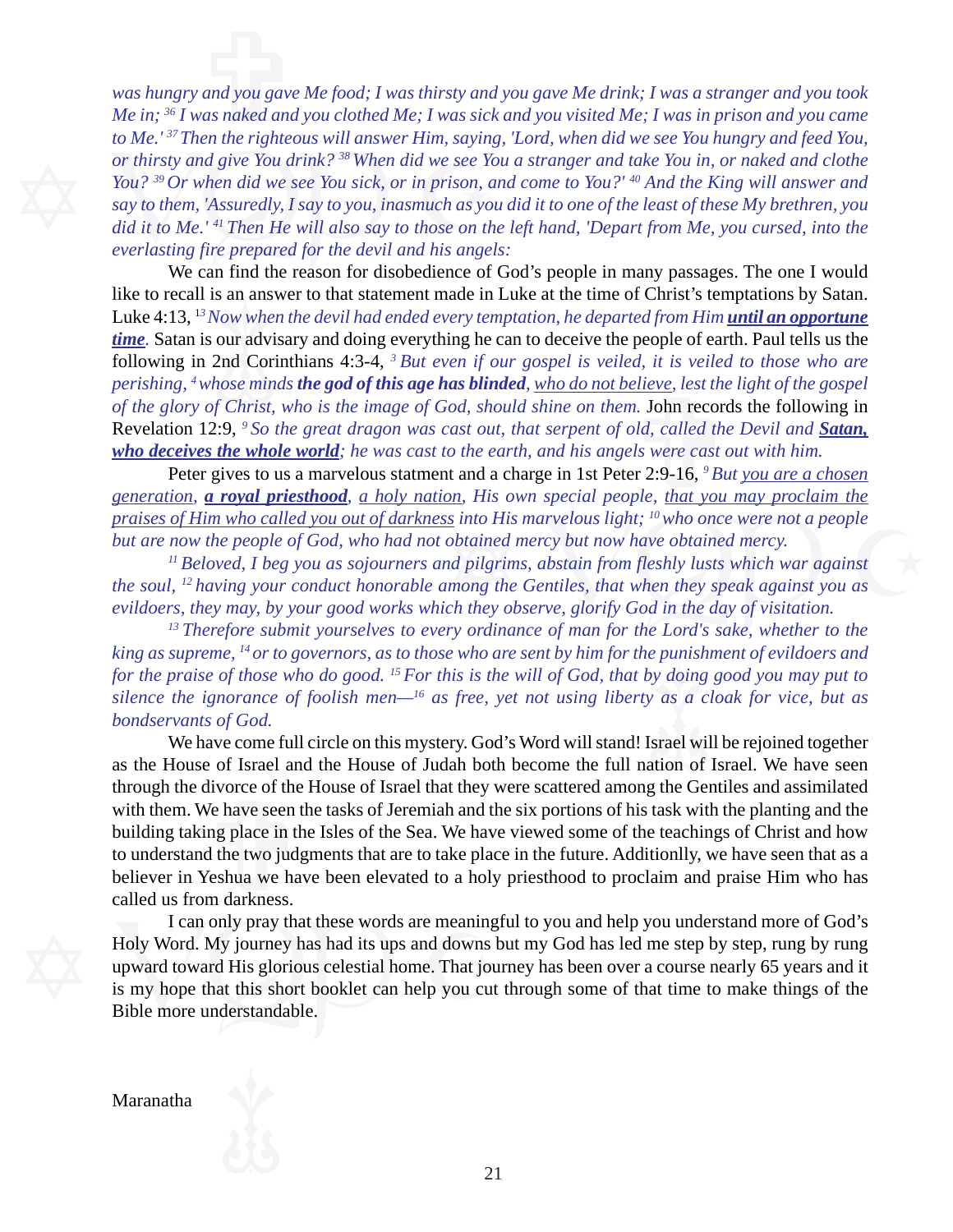*was hungry and you gave Me food; I was thirsty and you gave Me drink; I was a stranger and you took Me in; [36] I was naked and you clothed Me; I was sick and you visited Me; I was in prison and you came to Me.' [37] Then the righteous will answer Him, saying, 'Lord, when did we see You hungry and feed You, or thirsty and give You drink? [38] When did we see You a stranger and take You in, or naked and clothe You? [39] Or when did we see You sick, or in prison, and come to You?' [40] And the King will answer and say to them, 'Assuredly, I say to you, inasmuch as you did it to one of the least of these My brethren, you did it to Me.' [41] Then He will also say to those on the left hand, 'Depart from Me, you cursed, into the everlasting fire prepared for the devil and his angels:*

We can find the reason for disobedience of God's people in many passages. The one I would like to recall is an answer to that statement made in Luke at the time of Christ's temptations by Satan. Luke 4:13, [13] *Now when the devil had ended every temptation, he departed from Him* ***until an opportune time***. Satan is our advisary and doing everything he can to deceive the people of earth. Paul tells us the following in 2nd Corinthians 4:3-4, [3] *But even if our gospel is veiled, it is veiled to those who are perishing,* [4] *whose minds* ***the god of this age has blinded***, *who do not believe, lest the light of the gospel of the glory of Christ, who is the image of God, should shine on them.* John records the following in Revelation 12:9, [9] *So the great dragon was cast out, that serpent of old, called the Devil and* ***Satan, who deceives the whole world****; he was cast to the earth, and his angels were cast out with him.*

Peter gives to us a marvelous statment and a charge in 1st Peter 2:9-16, [9] *But you are a chosen generation,* ***a royal priesthood***, *a holy nation, His own special people, that you may proclaim the praises of Him who called you out of darkness into His marvelous light;* [10] *who once were not a people but are now the people of God, who had not obtained mercy but now have obtained mercy.*

[11] *Beloved, I beg you as sojourners and pilgrims, abstain from fleshly lusts which war against the soul,* [12] *having your conduct honorable among the Gentiles, that when they speak against you as evildoers, they may, by your good works which they observe, glorify God in the day of visitation.*

[13] *Therefore submit yourselves to every ordinance of man for the Lord's sake, whether to the king as supreme,* [14] *or to governors, as to those who are sent by him for the punishment of evildoers and for the praise of those who do good.* [15] *For this is the will of God, that by doing good you may put to silence the ignorance of foolish men—*[16] *as free, yet not using liberty as a cloak for vice, but as bondservants of God.*

We have come full circle on this mystery. God's Word will stand! Israel will be rejoined together as the House of Israel and the House of Judah both become the full nation of Israel. We have seen through the divorce of the House of Israel that they were scattered among the Gentiles and assimilated with them. We have seen the tasks of Jeremiah and the six portions of his task with the planting and the building taking place in the Isles of the Sea. We have viewed some of the teachings of Christ and how to understand the two judgments that are to take place in the future. Additionlly, we have seen that as a believer in Yeshua we have been elevated to a holy priesthood to proclaim and praise Him who has called us from darkness.

I can only pray that these words are meaningful to you and help you understand more of God's Holy Word. My journey has had its ups and downs but my God has led me step by step, rung by rung upward toward His glorious celestial home. That journey has been over a course nearly 65 years and it is my hope that this short booklet can help you cut through some of that time to make things of the Bible more understandable.

Maranatha